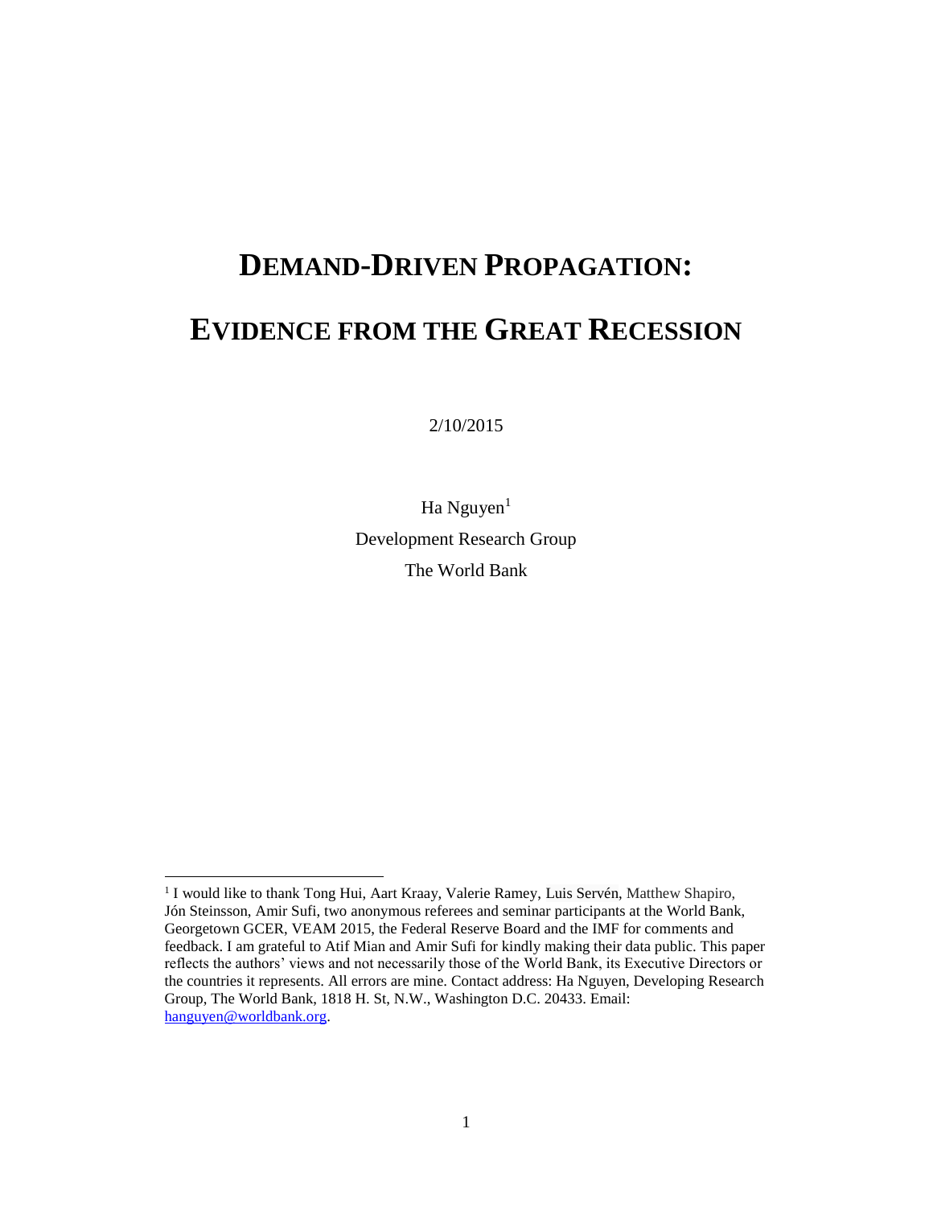# DEMAND-DRIVEN PROPAGATION:

# EVIDENCE FROM THE GREAT RECESSION

2/10/2015

Ha Nguyen[1]

Development Research Group

The World Bank

[1] I would like to thank Tong Hui, Aart Kraay, Valerie Ramey, Luis Servén, Matthew Shapiro, Jón Steinsson, Amir Sufi, two anonymous referees and seminar participants at the World Bank, Georgetown GCER, VEAM 2015, the Federal Reserve Board and the IMF for comments and feedback. I am grateful to Atif Mian and Amir Sufi for kindly making their data public. This paper reflects the authors' views and not necessarily those of the World Bank, its Executive Directors or the countries it represents. All errors are mine. Contact address: Ha Nguyen, Developing Research Group, The World Bank, 1818 H. St, N.W., Washington D.C. 20433. Email: hanguyen@worldbank.org.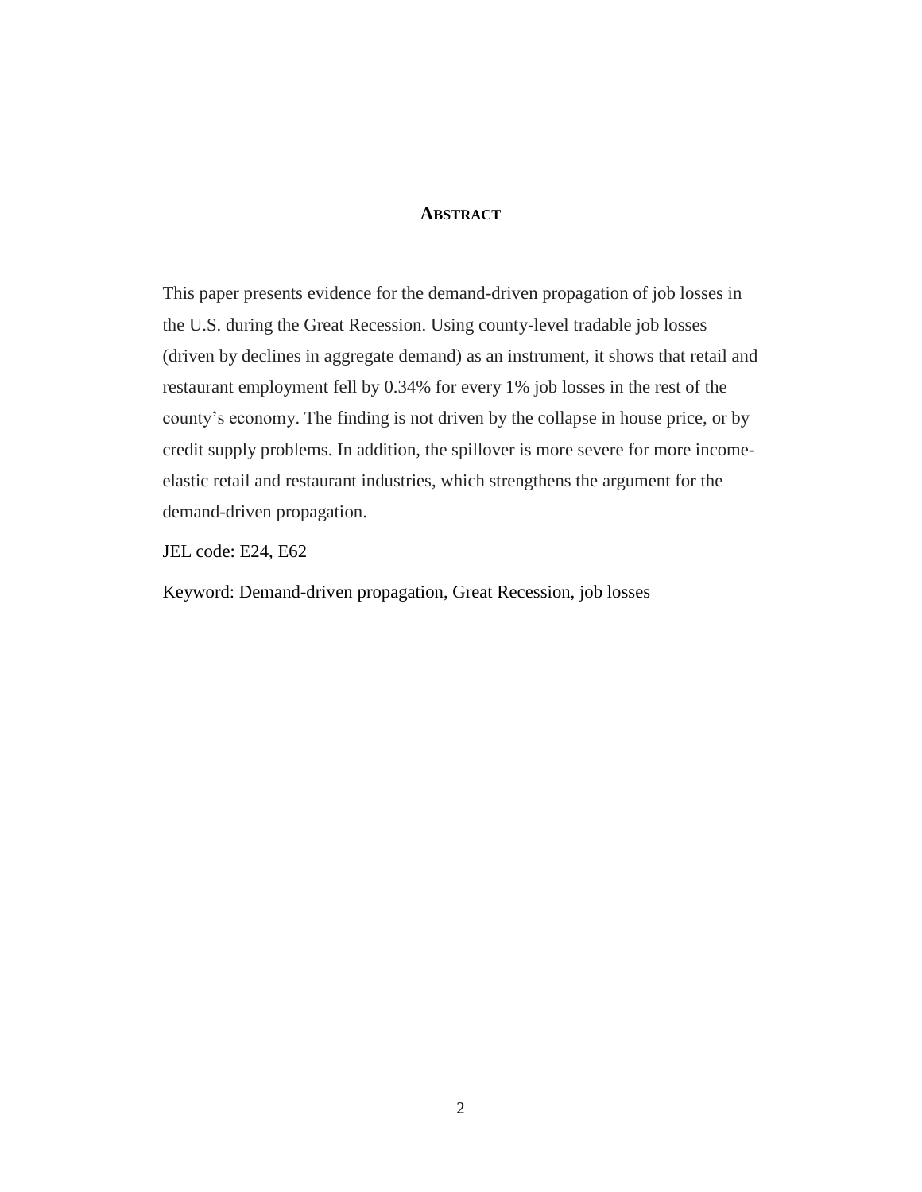## ABSTRACT

This paper presents evidence for the demand-driven propagation of job losses in the U.S. during the Great Recession. Using county-level tradable job losses (driven by declines in aggregate demand) as an instrument, it shows that retail and restaurant employment fell by 0.34% for every 1% job losses in the rest of the county's economy. The finding is not driven by the collapse in house price, or by credit supply problems. In addition, the spillover is more severe for more income-elastic retail and restaurant industries, which strengthens the argument for the demand-driven propagation.

JEL code: E24, E62

Keyword: Demand-driven propagation, Great Recession, job losses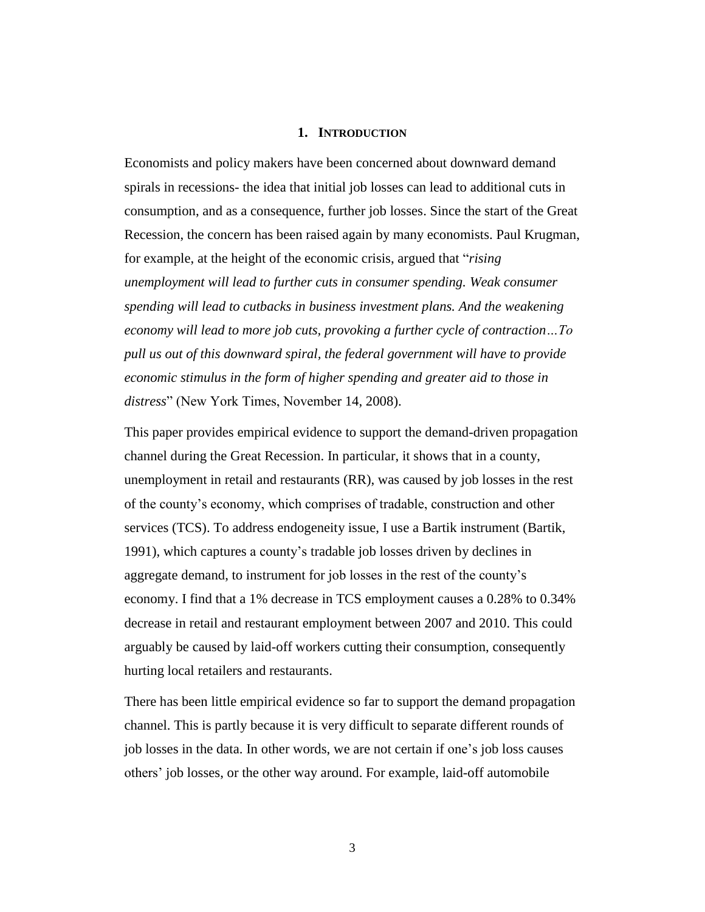# 1. INTRODUCTION

Economists and policy makers have been concerned about downward demand spirals in recessions- the idea that initial job losses can lead to additional cuts in consumption, and as a consequence, further job losses. Since the start of the Great Recession, the concern has been raised again by many economists. Paul Krugman, for example, at the height of the economic crisis, argued that "*rising unemployment will lead to further cuts in consumer spending. Weak consumer spending will lead to cutbacks in business investment plans. And the weakening economy will lead to more job cuts, provoking a further cycle of contraction…To pull us out of this downward spiral, the federal government will have to provide economic stimulus in the form of higher spending and greater aid to those in distress*" (New York Times, November 14, 2008).

This paper provides empirical evidence to support the demand-driven propagation channel during the Great Recession. In particular, it shows that in a county, unemployment in retail and restaurants (RR), was caused by job losses in the rest of the county's economy, which comprises of tradable, construction and other services (TCS). To address endogeneity issue, I use a Bartik instrument (Bartik, 1991), which captures a county's tradable job losses driven by declines in aggregate demand, to instrument for job losses in the rest of the county's economy. I find that a 1% decrease in TCS employment causes a 0.28% to 0.34% decrease in retail and restaurant employment between 2007 and 2010. This could arguably be caused by laid-off workers cutting their consumption, consequently hurting local retailers and restaurants.

There has been little empirical evidence so far to support the demand propagation channel. This is partly because it is very difficult to separate different rounds of job losses in the data. In other words, we are not certain if one's job loss causes others' job losses, or the other way around. For example, laid-off automobile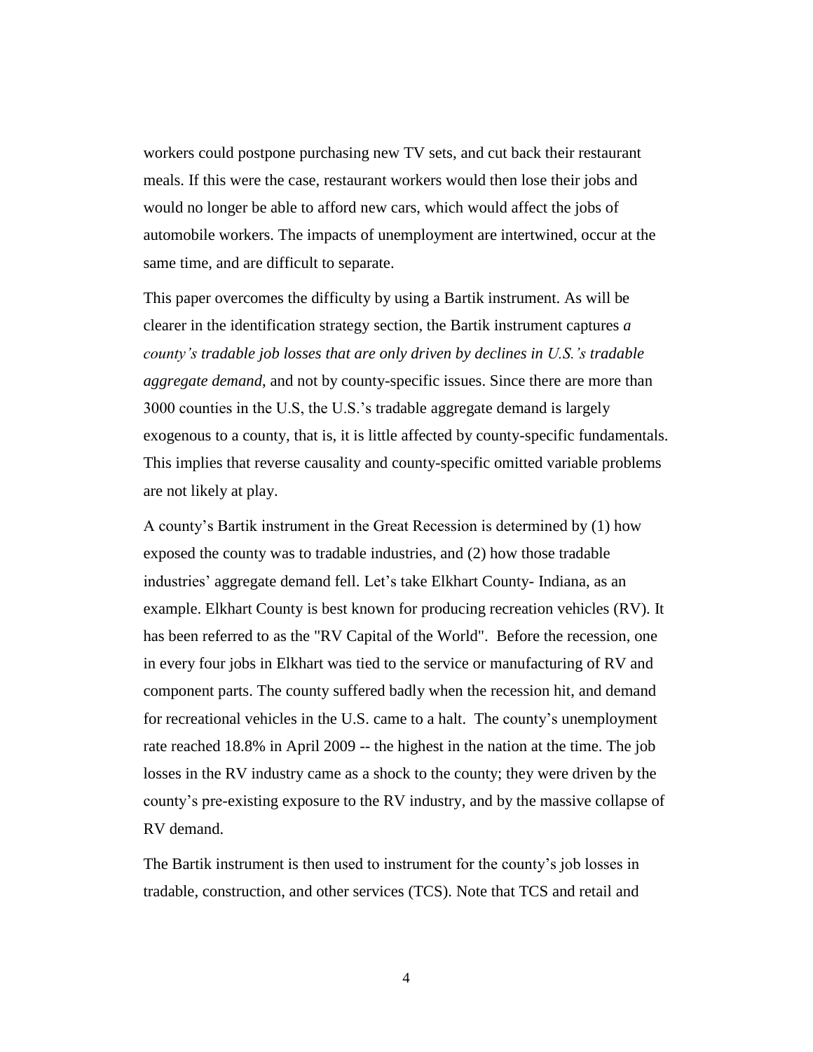workers could postpone purchasing new TV sets, and cut back their restaurant meals. If this were the case, restaurant workers would then lose their jobs and would no longer be able to afford new cars, which would affect the jobs of automobile workers. The impacts of unemployment are intertwined, occur at the same time, and are difficult to separate.

This paper overcomes the difficulty by using a Bartik instrument. As will be clearer in the identification strategy section, the Bartik instrument captures *a county's tradable job losses that are only driven by declines in U.S.'s tradable aggregate demand*, and not by county-specific issues. Since there are more than 3000 counties in the U.S, the U.S.'s tradable aggregate demand is largely exogenous to a county, that is, it is little affected by county-specific fundamentals. This implies that reverse causality and county-specific omitted variable problems are not likely at play.

A county's Bartik instrument in the Great Recession is determined by (1) how exposed the county was to tradable industries, and (2) how those tradable industries' aggregate demand fell. Let's take Elkhart County- Indiana, as an example. Elkhart County is best known for producing recreation vehicles (RV). It has been referred to as the "RV Capital of the World". Before the recession, one in every four jobs in Elkhart was tied to the service or manufacturing of RV and component parts. The county suffered badly when the recession hit, and demand for recreational vehicles in the U.S. came to a halt. The county's unemployment rate reached 18.8% in April 2009 -- the highest in the nation at the time. The job losses in the RV industry came as a shock to the county; they were driven by the county's pre-existing exposure to the RV industry, and by the massive collapse of RV demand.

The Bartik instrument is then used to instrument for the county's job losses in tradable, construction, and other services (TCS). Note that TCS and retail and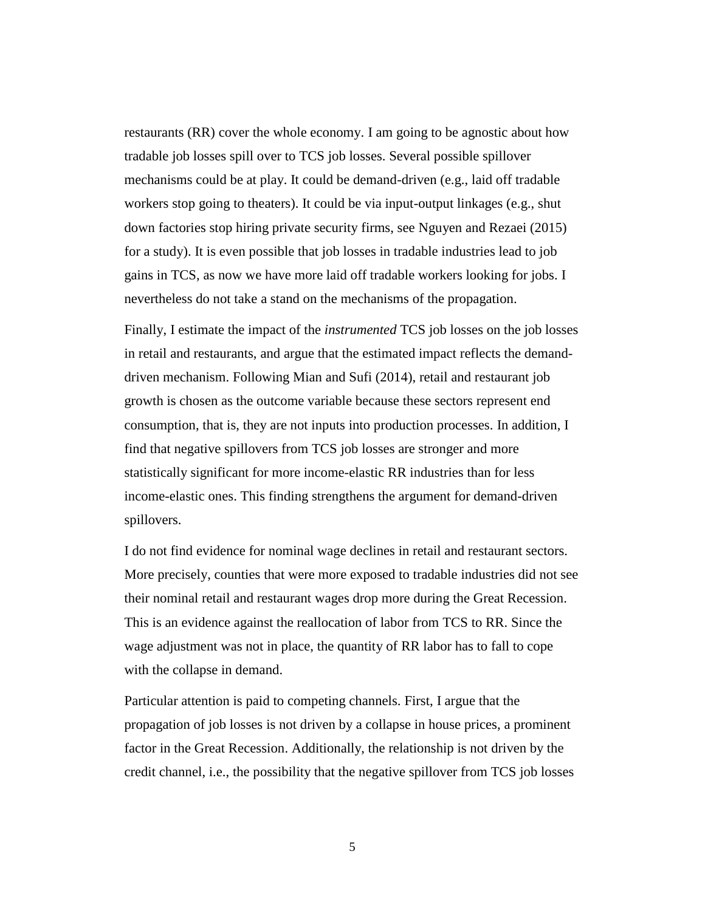restaurants (RR) cover the whole economy. I am going to be agnostic about how tradable job losses spill over to TCS job losses. Several possible spillover mechanisms could be at play. It could be demand-driven (e.g., laid off tradable workers stop going to theaters). It could be via input-output linkages (e.g., shut down factories stop hiring private security firms, see Nguyen and Rezaei (2015) for a study). It is even possible that job losses in tradable industries lead to job gains in TCS, as now we have more laid off tradable workers looking for jobs. I nevertheless do not take a stand on the mechanisms of the propagation.

Finally, I estimate the impact of the *instrumented* TCS job losses on the job losses in retail and restaurants, and argue that the estimated impact reflects the demand-driven mechanism. Following Mian and Sufi (2014), retail and restaurant job growth is chosen as the outcome variable because these sectors represent end consumption, that is, they are not inputs into production processes. In addition, I find that negative spillovers from TCS job losses are stronger and more statistically significant for more income-elastic RR industries than for less income-elastic ones. This finding strengthens the argument for demand-driven spillovers.

I do not find evidence for nominal wage declines in retail and restaurant sectors. More precisely, counties that were more exposed to tradable industries did not see their nominal retail and restaurant wages drop more during the Great Recession. This is an evidence against the reallocation of labor from TCS to RR. Since the wage adjustment was not in place, the quantity of RR labor has to fall to cope with the collapse in demand.

Particular attention is paid to competing channels. First, I argue that the propagation of job losses is not driven by a collapse in house prices, a prominent factor in the Great Recession. Additionally, the relationship is not driven by the credit channel, i.e., the possibility that the negative spillover from TCS job losses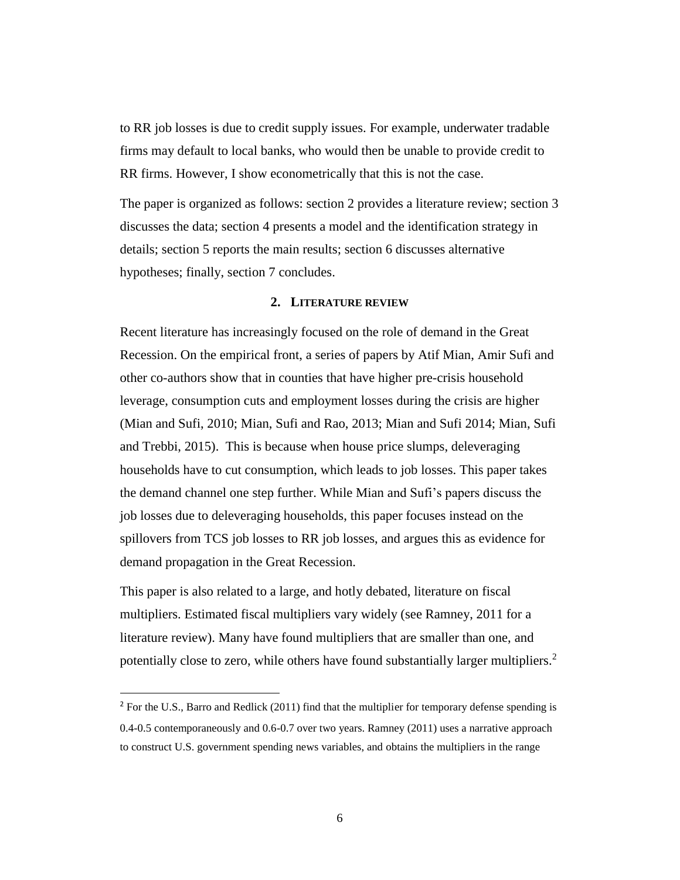to RR job losses is due to credit supply issues. For example, underwater tradable firms may default to local banks, who would then be unable to provide credit to RR firms. However, I show econometrically that this is not the case.

The paper is organized as follows: section 2 provides a literature review; section 3 discusses the data; section 4 presents a model and the identification strategy in details; section 5 reports the main results; section 6 discusses alternative hypotheses; finally, section 7 concludes.

## 2. LITERATURE REVIEW

Recent literature has increasingly focused on the role of demand in the Great Recession. On the empirical front, a series of papers by Atif Mian, Amir Sufi and other co-authors show that in counties that have higher pre-crisis household leverage, consumption cuts and employment losses during the crisis are higher (Mian and Sufi, 2010; Mian, Sufi and Rao, 2013; Mian and Sufi 2014; Mian, Sufi and Trebbi, 2015). This is because when house price slumps, deleveraging households have to cut consumption, which leads to job losses. This paper takes the demand channel one step further. While Mian and Sufi's papers discuss the job losses due to deleveraging households, this paper focuses instead on the spillovers from TCS job losses to RR job losses, and argues this as evidence for demand propagation in the Great Recession.

This paper is also related to a large, and hotly debated, literature on fiscal multipliers. Estimated fiscal multipliers vary widely (see Ramney, 2011 for a literature review). Many have found multipliers that are smaller than one, and potentially close to zero, while others have found substantially larger multipliers.[2]

[2] For the U.S., Barro and Redlick (2011) find that the multiplier for temporary defense spending is 0.4-0.5 contemporaneously and 0.6-0.7 over two years. Ramney (2011) uses a narrative approach to construct U.S. government spending news variables, and obtains the multipliers in the range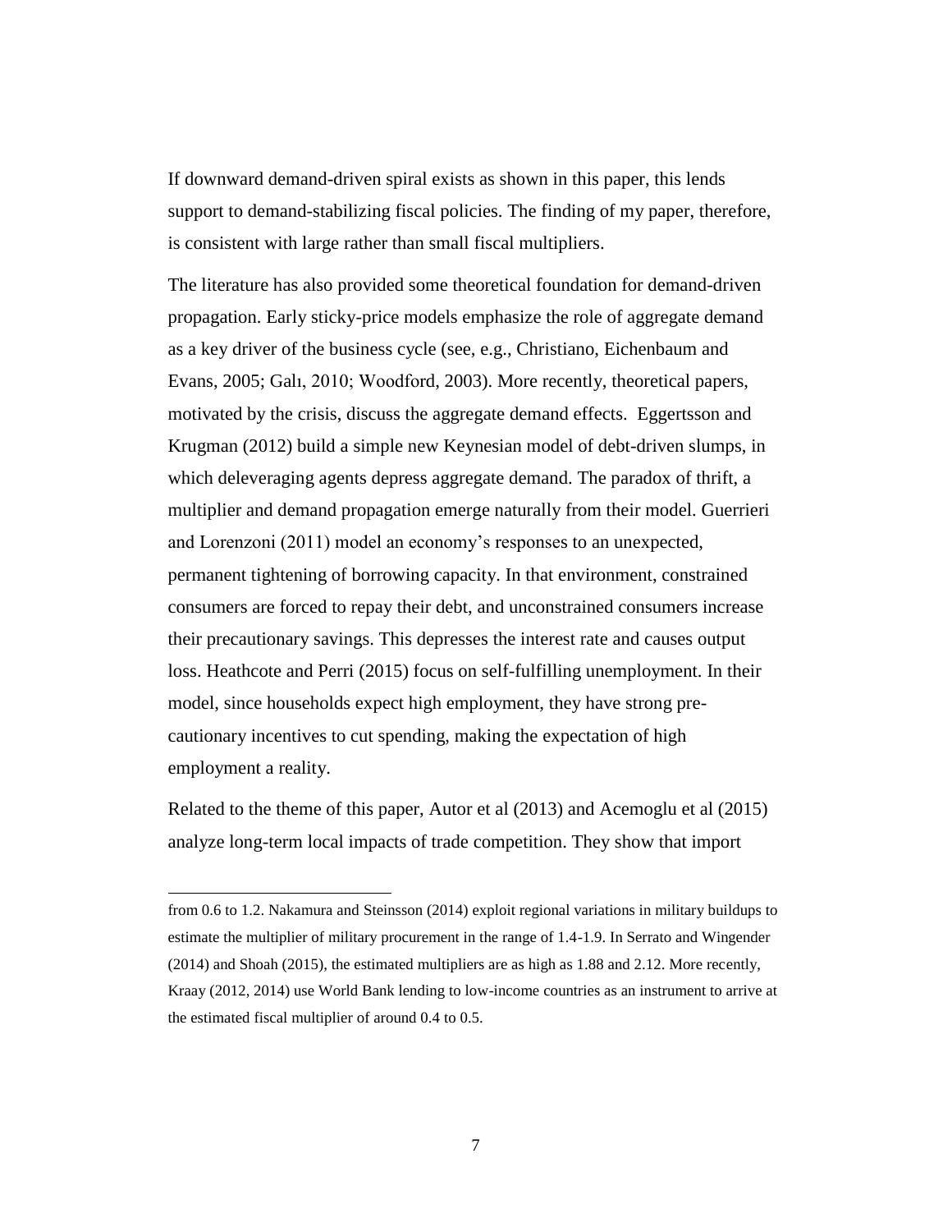If downward demand-driven spiral exists as shown in this paper, this lends support to demand-stabilizing fiscal policies. The finding of my paper, therefore, is consistent with large rather than small fiscal multipliers.

The literature has also provided some theoretical foundation for demand-driven propagation. Early sticky-price models emphasize the role of aggregate demand as a key driver of the business cycle (see, e.g., Christiano, Eichenbaum and Evans, 2005; Galı, 2010; Woodford, 2003). More recently, theoretical papers, motivated by the crisis, discuss the aggregate demand effects. Eggertsson and Krugman (2012) build a simple new Keynesian model of debt-driven slumps, in which deleveraging agents depress aggregate demand. The paradox of thrift, a multiplier and demand propagation emerge naturally from their model. Guerrieri and Lorenzoni (2011) model an economy's responses to an unexpected, permanent tightening of borrowing capacity. In that environment, constrained consumers are forced to repay their debt, and unconstrained consumers increase their precautionary savings. This depresses the interest rate and causes output loss. Heathcote and Perri (2015) focus on self-fulfilling unemployment. In their model, since households expect high employment, they have strong pre-cautionary incentives to cut spending, making the expectation of high employment a reality.

Related to the theme of this paper, Autor et al (2013) and Acemoglu et al (2015) analyze long-term local impacts of trade competition. They show that import

---

from 0.6 to 1.2. Nakamura and Steinsson (2014) exploit regional variations in military buildups to estimate the multiplier of military procurement in the range of 1.4-1.9. In Serrato and Wingender (2014) and Shoah (2015), the estimated multipliers are as high as 1.88 and 2.12. More recently, Kraay (2012, 2014) use World Bank lending to low-income countries as an instrument to arrive at the estimated fiscal multiplier of around 0.4 to 0.5.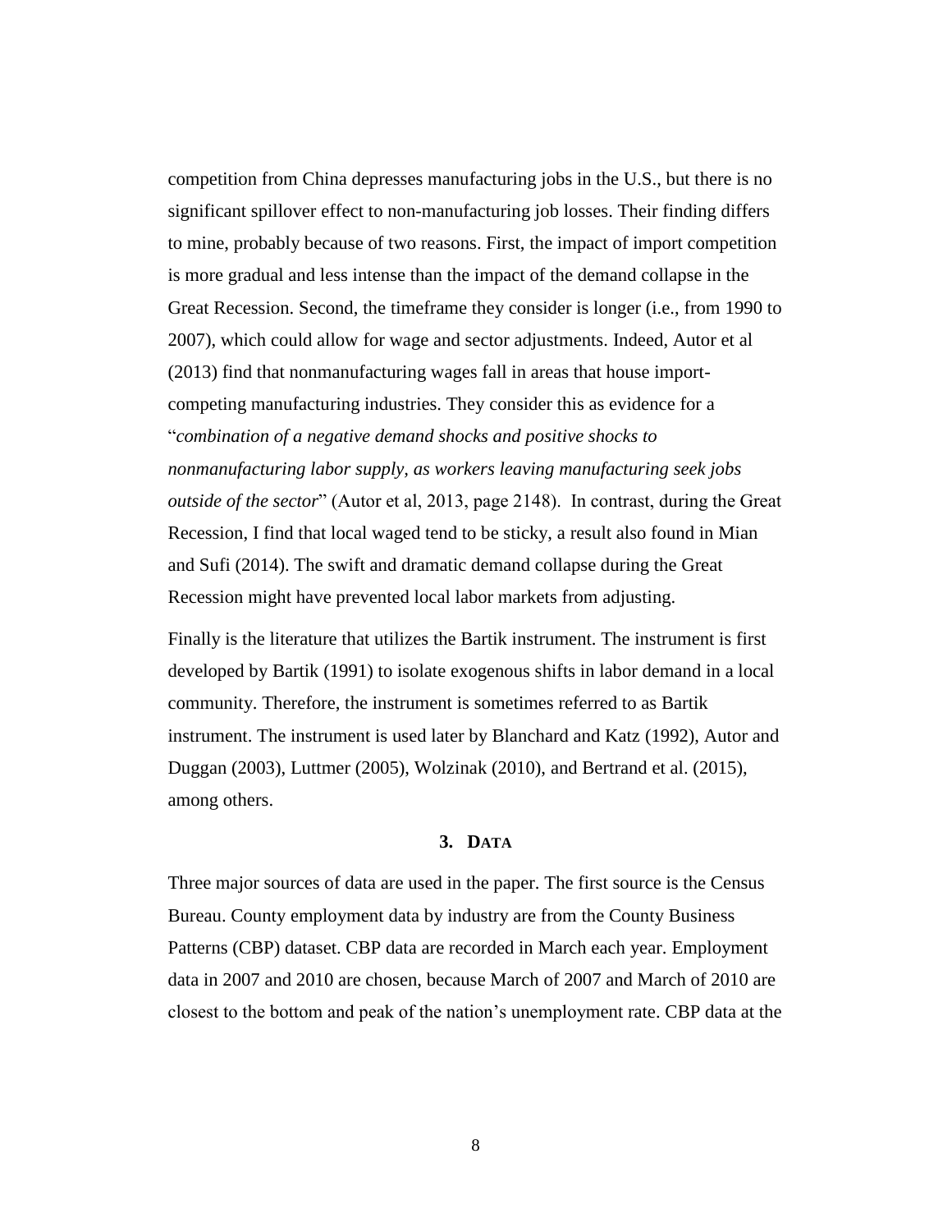competition from China depresses manufacturing jobs in the U.S., but there is no significant spillover effect to non-manufacturing job losses. Their finding differs to mine, probably because of two reasons. First, the impact of import competition is more gradual and less intense than the impact of the demand collapse in the Great Recession. Second, the timeframe they consider is longer (i.e., from 1990 to 2007), which could allow for wage and sector adjustments. Indeed, Autor et al (2013) find that nonmanufacturing wages fall in areas that house import-competing manufacturing industries. They consider this as evidence for a "*combination of a negative demand shocks and positive shocks to nonmanufacturing labor supply, as workers leaving manufacturing seek jobs outside of the sector*" (Autor et al, 2013, page 2148). In contrast, during the Great Recession, I find that local waged tend to be sticky, a result also found in Mian and Sufi (2014). The swift and dramatic demand collapse during the Great Recession might have prevented local labor markets from adjusting.

Finally is the literature that utilizes the Bartik instrument. The instrument is first developed by Bartik (1991) to isolate exogenous shifts in labor demand in a local community. Therefore, the instrument is sometimes referred to as Bartik instrument. The instrument is used later by Blanchard and Katz (1992), Autor and Duggan (2003), Luttmer (2005), Wolzinak (2010), and Bertrand et al. (2015), among others.

## 3. DATA

Three major sources of data are used in the paper. The first source is the Census Bureau. County employment data by industry are from the County Business Patterns (CBP) dataset. CBP data are recorded in March each year. Employment data in 2007 and 2010 are chosen, because March of 2007 and March of 2010 are closest to the bottom and peak of the nation's unemployment rate. CBP data at the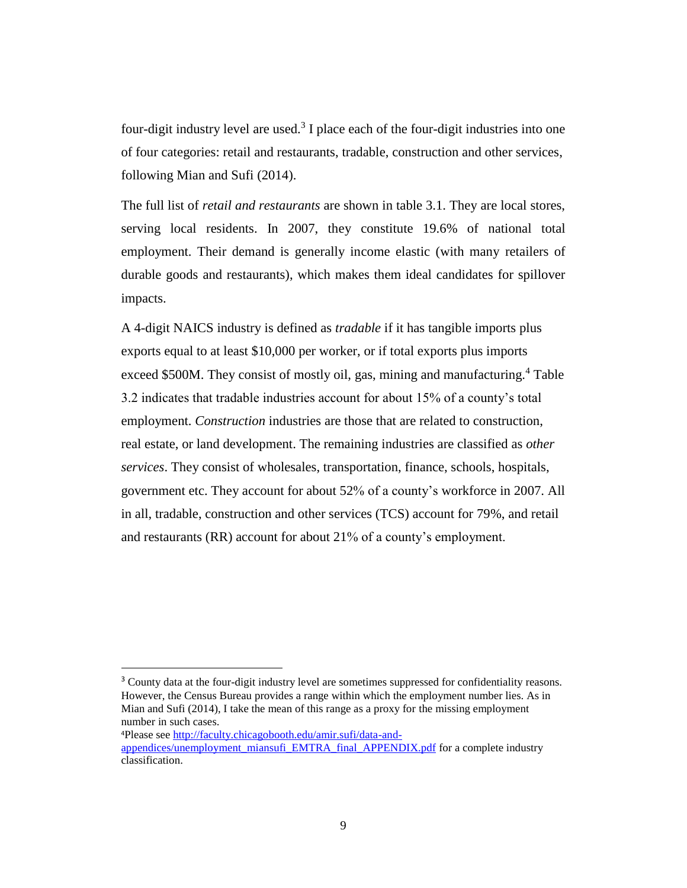four-digit industry level are used.[3] I place each of the four-digit industries into one of four categories: retail and restaurants, tradable, construction and other services, following Mian and Sufi (2014).

The full list of *retail and restaurants* are shown in table 3.1. They are local stores, serving local residents. In 2007, they constitute 19.6% of national total employment. Their demand is generally income elastic (with many retailers of durable goods and restaurants), which makes them ideal candidates for spillover impacts.

A 4-digit NAICS industry is defined as *tradable* if it has tangible imports plus exports equal to at least $10,000 per worker, or if total exports plus imports exceed $500M. They consist of mostly oil, gas, mining and manufacturing.[4] Table 3.2 indicates that tradable industries account for about 15% of a county's total employment. *Construction* industries are those that are related to construction, real estate, or land development. The remaining industries are classified as *other services*. They consist of wholesales, transportation, finance, schools, hospitals, government etc. They account for about 52% of a county's workforce in 2007. All in all, tradable, construction and other services (TCS) account for 79%, and retail and restaurants (RR) account for about 21% of a county's employment.

---

[3] County data at the four-digit industry level are sometimes suppressed for confidentiality reasons. However, the Census Bureau provides a range within which the employment number lies. As in Mian and Sufi (2014), I take the mean of this range as a proxy for the missing employment number in such cases.

[4] Please see [http://faculty.chicagobooth.edu/amir.sufi/data-and-appendices/unemployment_miansufi_EMTRA_final_APPENDIX.pdf](http://faculty.chicagobooth.edu/amir.sufi/data-and-appendices/unemployment_miansufi_EMTRA_final_APPENDIX.pdf) for a complete industry classification.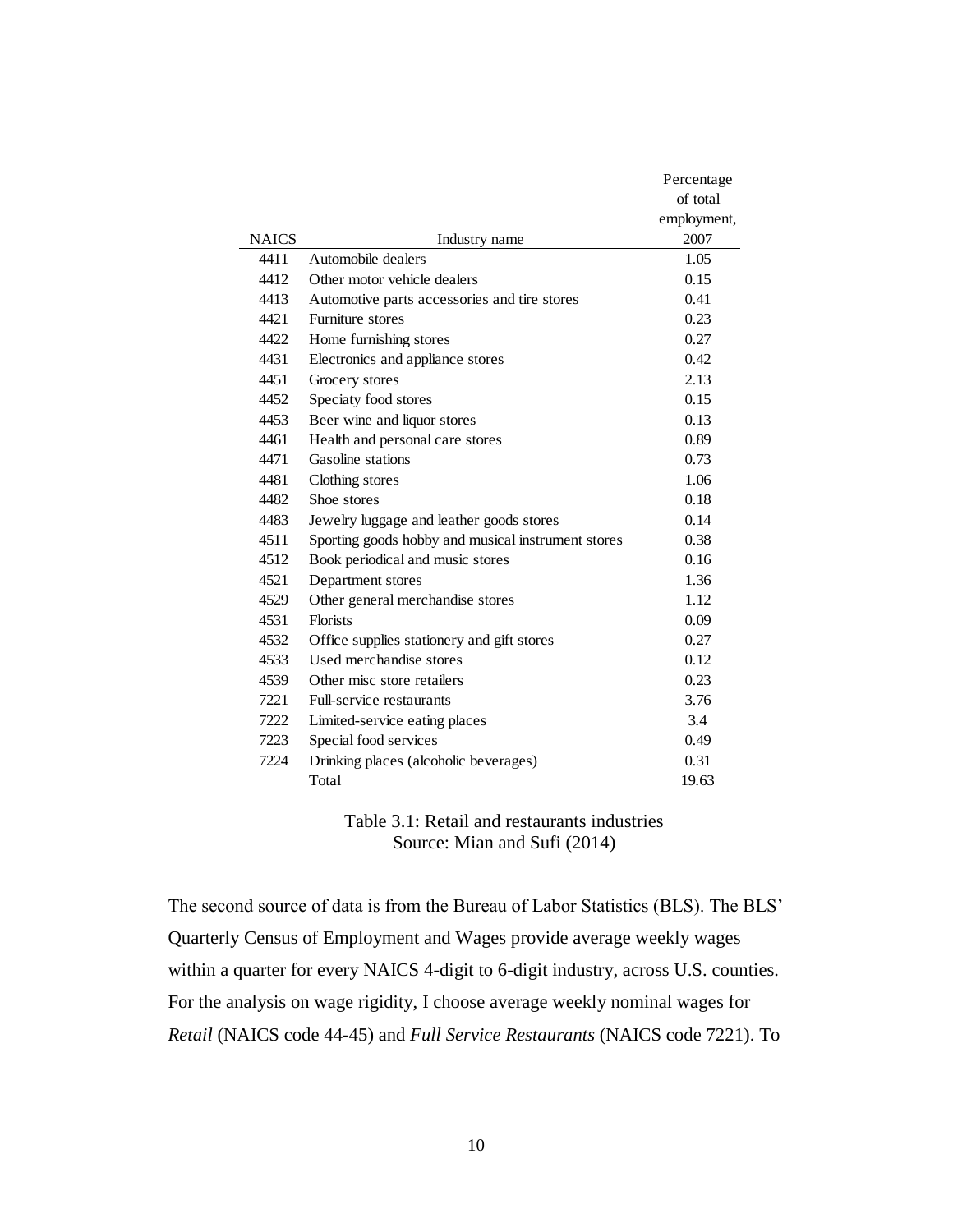| NAICS | Industry name | Percentage of total employment, 2007 |
|---|---|---|
| 4411 | Automobile dealers | 1.05 |
| 4412 | Other motor vehicle dealers | 0.15 |
| 4413 | Automotive parts accessories and tire stores | 0.41 |
| 4421 | Furniture stores | 0.23 |
| 4422 | Home furnishing stores | 0.27 |
| 4431 | Electronics and appliance stores | 0.42 |
| 4451 | Grocery stores | 2.13 |
| 4452 | Speciaty food stores | 0.15 |
| 4453 | Beer wine and liquor stores | 0.13 |
| 4461 | Health and personal care stores | 0.89 |
| 4471 | Gasoline stations | 0.73 |
| 4481 | Clothing stores | 1.06 |
| 4482 | Shoe stores | 0.18 |
| 4483 | Jewelry luggage and leather goods stores | 0.14 |
| 4511 | Sporting goods hobby and musical instrument stores | 0.38 |
| 4512 | Book periodical and music stores | 0.16 |
| 4521 | Department stores | 1.36 |
| 4529 | Other general merchandise stores | 1.12 |
| 4531 | Florists | 0.09 |
| 4532 | Office supplies stationery and gift stores | 0.27 |
| 4533 | Used merchandise stores | 0.12 |
| 4539 | Other misc store retailers | 0.23 |
| 7221 | Full-service restaurants | 3.76 |
| 7222 | Limited-service eating places | 3.4 |
| 7223 | Special food services | 0.49 |
| 7224 | Drinking places (alcoholic beverages) | 0.31 |
| | Total | 19.63 |

Table 3.1: Retail and restaurants industries
Source: Mian and Sufi (2014)

The second source of data is from the Bureau of Labor Statistics (BLS). The BLS' Quarterly Census of Employment and Wages provide average weekly wages within a quarter for every NAICS 4-digit to 6-digit industry, across U.S. counties. For the analysis on wage rigidity, I choose average weekly nominal wages for *Retail* (NAICS code 44-45) and *Full Service Restaurants* (NAICS code 7221). To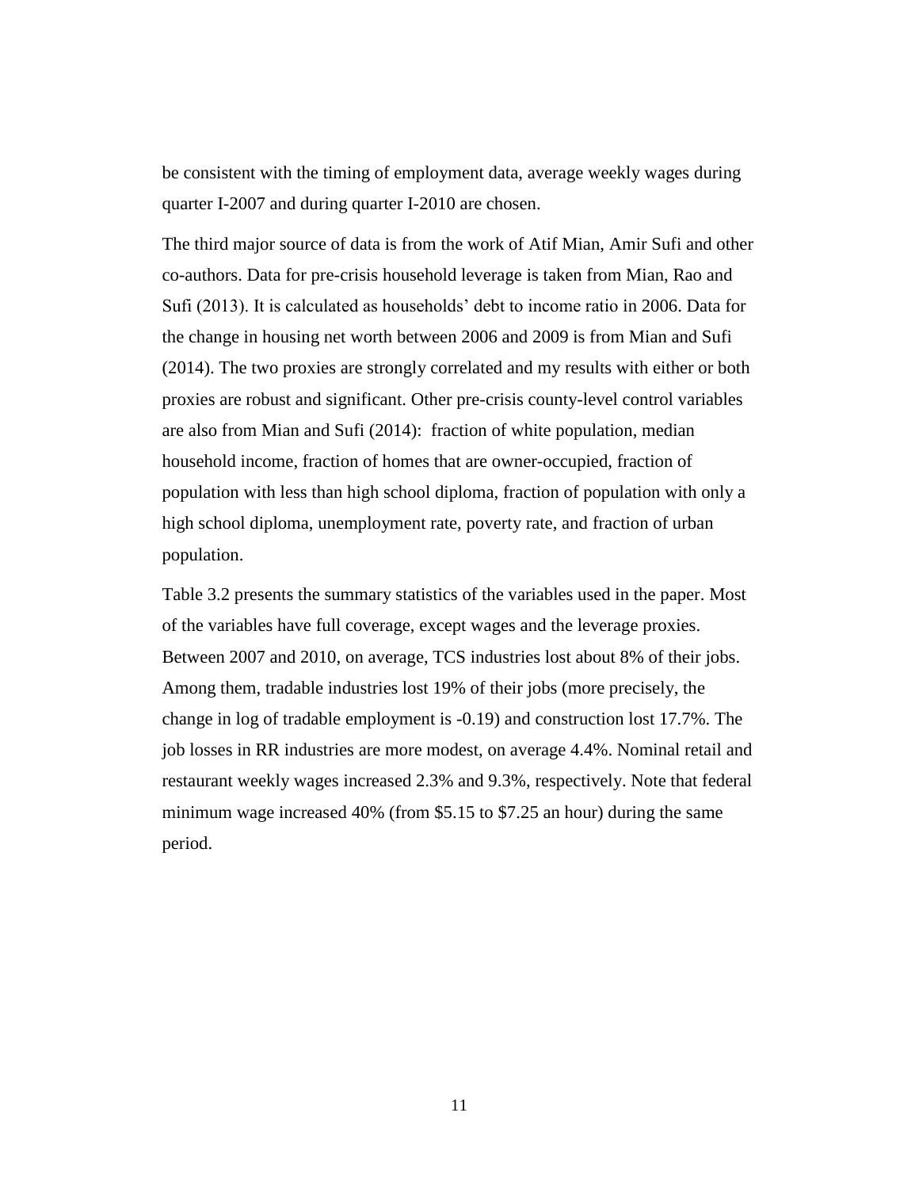be consistent with the timing of employment data, average weekly wages during quarter I-2007 and during quarter I-2010 are chosen.

The third major source of data is from the work of Atif Mian, Amir Sufi and other co-authors. Data for pre-crisis household leverage is taken from Mian, Rao and Sufi (2013). It is calculated as households' debt to income ratio in 2006. Data for the change in housing net worth between 2006 and 2009 is from Mian and Sufi (2014). The two proxies are strongly correlated and my results with either or both proxies are robust and significant. Other pre-crisis county-level control variables are also from Mian and Sufi (2014): fraction of white population, median household income, fraction of homes that are owner-occupied, fraction of population with less than high school diploma, fraction of population with only a high school diploma, unemployment rate, poverty rate, and fraction of urban population.

Table 3.2 presents the summary statistics of the variables used in the paper. Most of the variables have full coverage, except wages and the leverage proxies. Between 2007 and 2010, on average, TCS industries lost about 8% of their jobs. Among them, tradable industries lost 19% of their jobs (more precisely, the change in log of tradable employment is -0.19) and construction lost 17.7%. The job losses in RR industries are more modest, on average 4.4%. Nominal retail and restaurant weekly wages increased 2.3% and 9.3%, respectively. Note that federal minimum wage increased 40% (from $5.15 to $7.25 an hour) during the same period.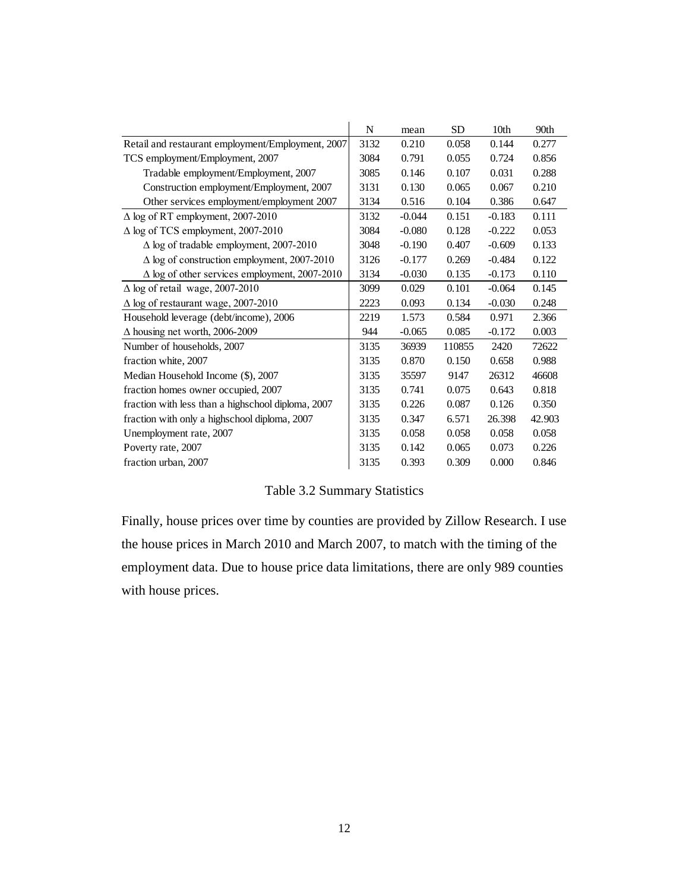| | N | mean | SD | 10th | 90th |
|---|---|---|---|---|---|
| Retail and restaurant employment/Employment, 2007 | 3132 | 0.210 | 0.058 | 0.144 | 0.277 |
| TCS employment/Employment, 2007 | 3084 | 0.791 | 0.055 | 0.724 | 0.856 |
| Tradable employment/Employment, 2007 | 3085 | 0.146 | 0.107 | 0.031 | 0.288 |
| Construction employment/Employment, 2007 | 3131 | 0.130 | 0.065 | 0.067 | 0.210 |
| Other services employment/employment 2007 | 3134 | 0.516 | 0.104 | 0.386 | 0.647 |
| Δ log of RT employment, 2007-2010 | 3132 | -0.044 | 0.151 | -0.183 | 0.111 |
| Δ log of TCS employment, 2007-2010 | 3084 | -0.080 | 0.128 | -0.222 | 0.053 |
| Δ log of tradable employment, 2007-2010 | 3048 | -0.190 | 0.407 | -0.609 | 0.133 |
| Δ log of construction employment, 2007-2010 | 3126 | -0.177 | 0.269 | -0.484 | 0.122 |
| Δ log of other services employment, 2007-2010 | 3134 | -0.030 | 0.135 | -0.173 | 0.110 |
| Δ log of retail wage, 2007-2010 | 3099 | 0.029 | 0.101 | -0.064 | 0.145 |
| Δ log of restaurant wage, 2007-2010 | 2223 | 0.093 | 0.134 | -0.030 | 0.248 |
| Household leverage (debt/income), 2006 | 2219 | 1.573 | 0.584 | 0.971 | 2.366 |
| Δ housing net worth, 2006-2009 | 944 | -0.065 | 0.085 | -0.172 | 0.003 |
| Number of households, 2007 | 3135 | 36939 | 110855 | 2420 | 72622 |
| fraction white, 2007 | 3135 | 0.870 | 0.150 | 0.658 | 0.988 |
| Median Household Income ($), 2007 | 3135 | 35597 | 9147 | 26312 | 46608 |
| fraction homes owner occupied, 2007 | 3135 | 0.741 | 0.075 | 0.643 | 0.818 |
| fraction with less than a highschool diploma, 2007 | 3135 | 0.226 | 0.087 | 0.126 | 0.350 |
| fraction with only a highschool diploma, 2007 | 3135 | 0.347 | 6.571 | 26.398 | 42.903 |
| Unemployment rate, 2007 | 3135 | 0.058 | 0.058 | 0.058 | 0.058 |
| Poverty rate, 2007 | 3135 | 0.142 | 0.065 | 0.073 | 0.226 |
| fraction urban, 2007 | 3135 | 0.393 | 0.309 | 0.000 | 0.846 |

Table 3.2 Summary Statistics

Finally, house prices over time by counties are provided by Zillow Research. I use the house prices in March 2010 and March 2007, to match with the timing of the employment data. Due to house price data limitations, there are only 989 counties with house prices.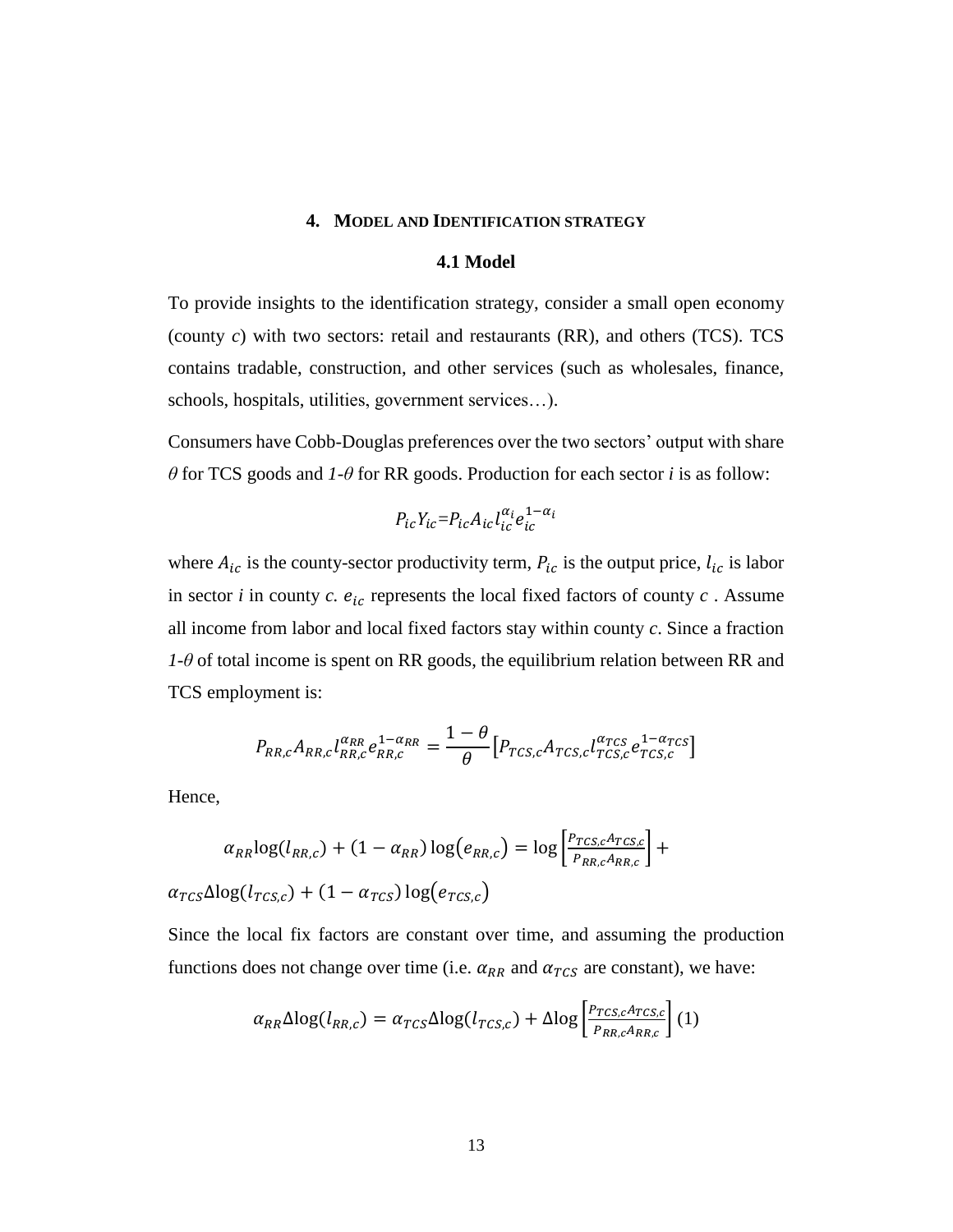## 4. MODEL AND IDENTIFICATION STRATEGY

### 4.1 Model

To provide insights to the identification strategy, consider a small open economy (county *c*) with two sectors: retail and restaurants (RR), and others (TCS). TCS contains tradable, construction, and other services (such as wholesales, finance, schools, hospitals, utilities, government services…).

Consumers have Cobb-Douglas preferences over the two sectors' output with share $\theta$ for TCS goods and $1\text{-}\theta$ for RR goods. Production for each sector *i* is as follow:

$$P_{ic}Y_{ic}=P_{ic}A_{ic}l_{ic}^{\alpha_i}e_{ic}^{1-\alpha_i}$$

where $A_{ic}$ is the county-sector productivity term, $P_{ic}$ is the output price, $l_{ic}$ is labor in sector *i* in county *c*. $e_{ic}$ represents the local fixed factors of county $c$ . Assume all income from labor and local fixed factors stay within county *c*. Since a fraction $1\text{-}\theta$ of total income is spent on RR goods, the equilibrium relation between RR and TCS employment is:

$$P_{RR,c}A_{RR,c}l_{RR,c}^{\alpha_{RR}}e_{RR,c}^{1-\alpha_{RR}} = \frac{1-\theta}{\theta}\left[P_{TCS,c}A_{TCS,c}l_{TCS,c}^{\alpha_{TCS}}e_{TCS,c}^{1-\alpha_{TCS}}\right]$$

Hence,

$$\alpha_{RR}\log(l_{RR,c}) + (1-\alpha_{RR})\log(e_{RR,c}) = \log\left[\frac{P_{TCS,c}A_{TCS,c}}{P_{RR,c}A_{RR,c}}\right] + \alpha_{TCS}\Delta\log(l_{TCS,c}) + (1-\alpha_{TCS})\log(e_{TCS,c})$$

Since the local fix factors are constant over time, and assuming the production functions does not change over time (i.e. $\alpha_{RR}$ and $\alpha_{TCS}$ are constant), we have:

$$\alpha_{RR}\Delta\log(l_{RR,c}) = \alpha_{TCS}\Delta\log(l_{TCS,c}) + \Delta\log\left[\frac{P_{TCS,c}A_{TCS,c}}{P_{RR,c}A_{RR,c}}\right] \quad (1)$$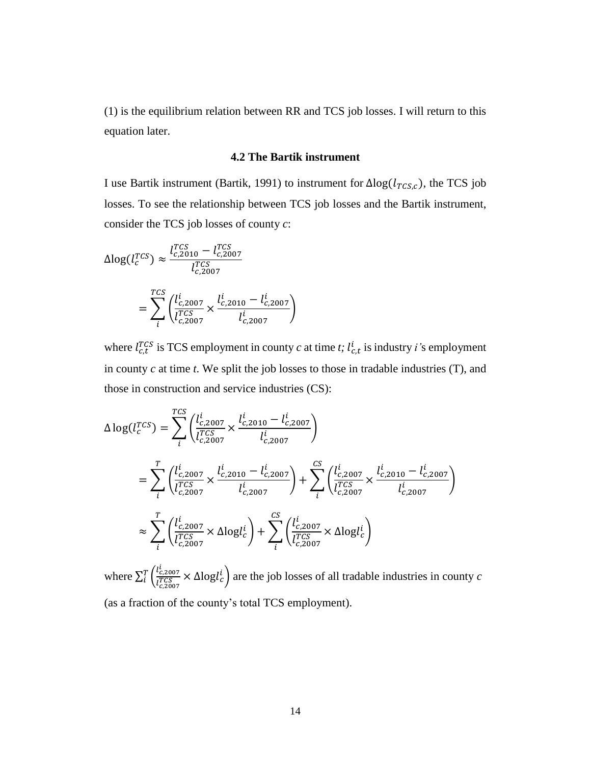(1) is the equilibrium relation between RR and TCS job losses. I will return to this equation later.

### 4.2 The Bartik instrument

I use Bartik instrument (Bartik, 1991) to instrument for $\Delta\log(l_{TCS,c})$, the TCS job losses. To see the relationship between TCS job losses and the Bartik instrument, consider the TCS job losses of county *c*:

$$\Delta\log(l_c^{TCS}) \approx \frac{l_{c,2010}^{TCS} - l_{c,2007}^{TCS}}{l_{c,2007}^{TCS}}$$

$$= \sum_i^{TCS} \left( \frac{l_{c,2007}^i}{l_{c,2007}^{TCS}} \times \frac{l_{c,2010}^i - l_{c,2007}^i}{l_{c,2007}^i} \right)$$

where $l_{c,t}^{TCS}$ is TCS employment in county *c* at time *t;* $l_{c,t}^i$ is industry *i'*s employment in county *c* at time *t*. We split the job losses to those in tradable industries (T), and those in construction and service industries (CS):

$$\Delta\log(l_c^{TCS}) = \sum_i^{TCS} \left( \frac{l_{c,2007}^i}{l_{c,2007}^{TCS}} \times \frac{l_{c,2010}^i - l_{c,2007}^i}{l_{c,2007}^i} \right)$$

$$= \sum_i^{T} \left( \frac{l_{c,2007}^i}{l_{c,2007}^{TCS}} \times \frac{l_{c,2010}^i - l_{c,2007}^i}{l_{c,2007}^i} \right) + \sum_i^{CS} \left( \frac{l_{c,2007}^i}{l_{c,2007}^{TCS}} \times \frac{l_{c,2010}^i - l_{c,2007}^i}{l_{c,2007}^i} \right)$$

$$\approx \sum_i^{T} \left( \frac{l_{c,2007}^i}{l_{c,2007}^{TCS}} \times \Delta\log l_c^i \right) + \sum_i^{CS} \left( \frac{l_{c,2007}^i}{l_{c,2007}^{TCS}} \times \Delta\log l_c^i \right)$$

where $\sum_i^T \left( \frac{l_{c,2007}^i}{l_{c,2007}^{TCS}} \times \Delta\log l_c^i \right)$ are the job losses of all tradable industries in county *c* (as a fraction of the county's total TCS employment).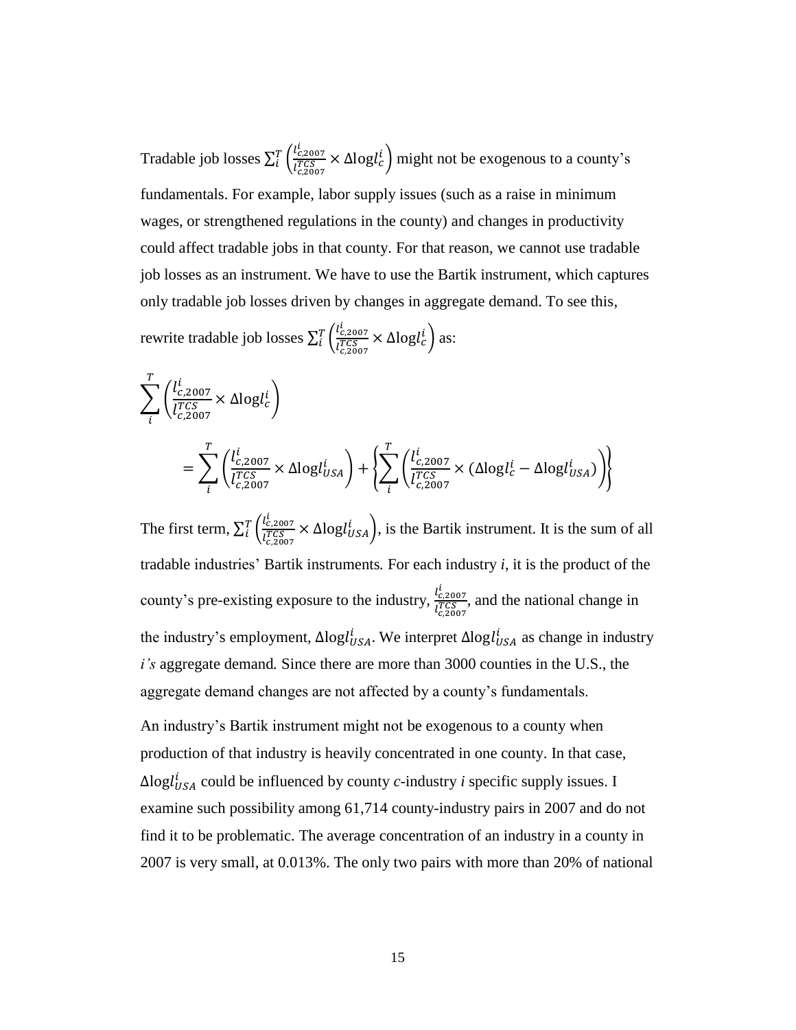Tradable job losses $\sum_i^T \left(\frac{l_{c,2007}^i}{l_{c,2007}^{TCS}} \times \Delta \text{log} l_c^i\right)$ might not be exogenous to a county's fundamentals. For example, labor supply issues (such as a raise in minimum wages, or strengthened regulations in the county) and changes in productivity could affect tradable jobs in that county. For that reason, we cannot use tradable job losses as an instrument. We have to use the Bartik instrument, which captures only tradable job losses driven by changes in aggregate demand. To see this, rewrite tradable job losses $\sum_i^T \left(\frac{l_{c,2007}^i}{l_{c,2007}^{TCS}} \times \Delta \text{log} l_c^i\right)$ as:

$$
\begin{aligned}
&\sum_i^T \left(\frac{l_{c,2007}^i}{l_{c,2007}^{TCS}} \times \Delta \text{log} l_c^i\right) \\
&\qquad = \sum_i^T \left(\frac{l_{c,2007}^i}{l_{c,2007}^{TCS}} \times \Delta \text{log} l_{USA}^i\right) + \left\{\sum_i^T \left(\frac{l_{c,2007}^i}{l_{c,2007}^{TCS}} \times (\Delta \text{log} l_c^i - \Delta \text{log} l_{USA}^i)\right)\right\}
\end{aligned}
$$

The first term, $\sum_i^T \left(\frac{l_{c,2007}^i}{l_{c,2007}^{TCS}} \times \Delta \text{log} l_{USA}^i\right)$, is the Bartik instrument. It is the sum of all tradable industries' Bartik instruments. For each industry *i*, it is the product of the county's pre-existing exposure to the industry, $\frac{l_{c,2007}^i}{l_{c,2007}^{TCS}}$, and the national change in the industry's employment, $\Delta \text{log} l_{USA}^i$. We interpret $\Delta \text{log} l_{USA}^i$ as change in industry *i's* aggregate demand. Since there are more than 3000 counties in the U.S., the aggregate demand changes are not affected by a county's fundamentals.

An industry's Bartik instrument might not be exogenous to a county when production of that industry is heavily concentrated in one county. In that case, $\Delta \text{log} l_{USA}^i$ could be influenced by county *c*-industry *i* specific supply issues. I examine such possibility among 61,714 county-industry pairs in 2007 and do not find it to be problematic. The average concentration of an industry in a county in 2007 is very small, at 0.013%. The only two pairs with more than 20% of national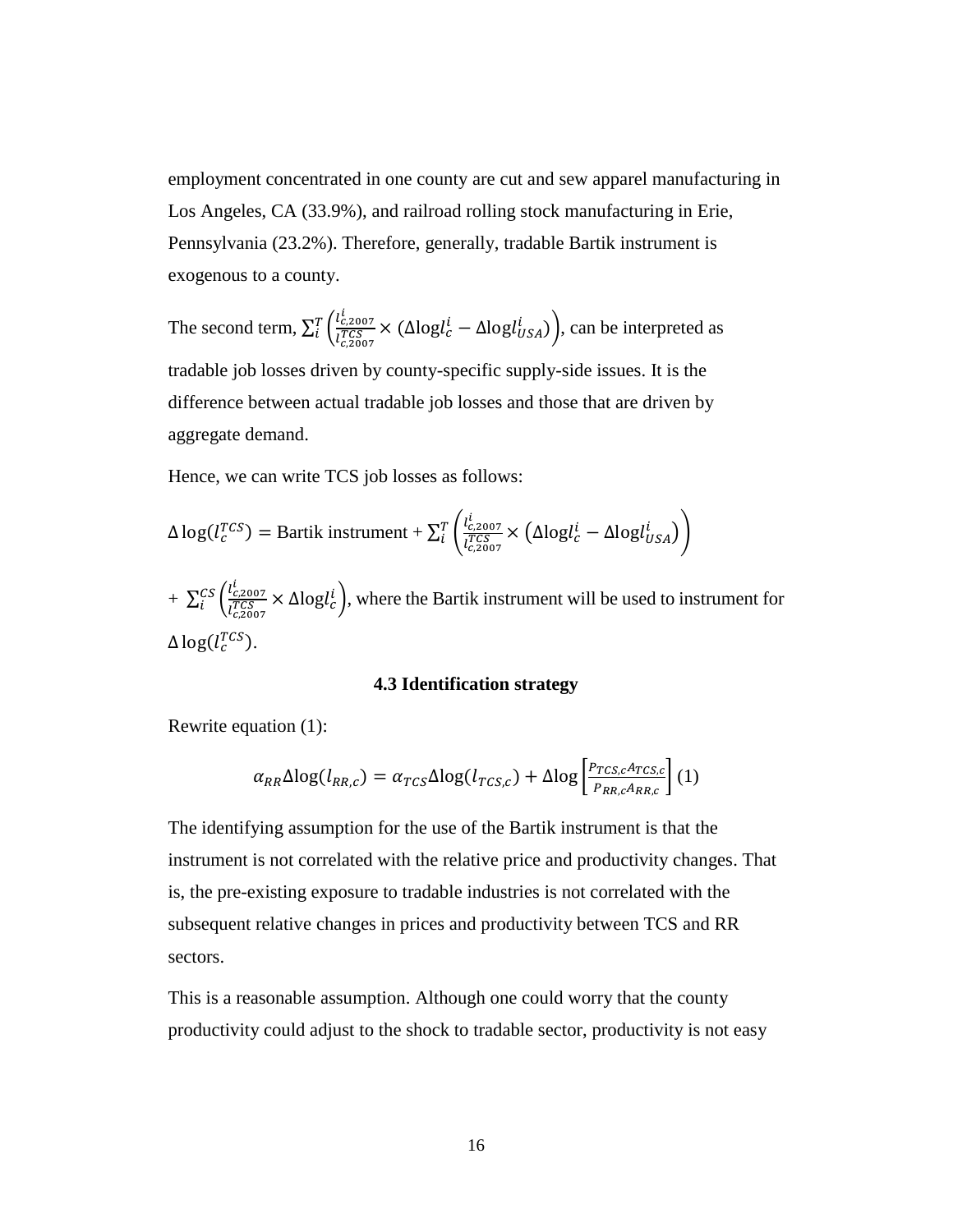employment concentrated in one county are cut and sew apparel manufacturing in Los Angeles, CA (33.9%), and railroad rolling stock manufacturing in Erie, Pennsylvania (23.2%). Therefore, generally, tradable Bartik instrument is exogenous to a county.

The second term, $\sum_i^T \left( \frac{l_{c,2007}^i}{l_{c,2007}^{TCS}} \times (\Delta \log l_c^i - \Delta \log l_{USA}^i) \right)$, can be interpreted as tradable job losses driven by county-specific supply-side issues. It is the difference between actual tradable job losses and those that are driven by aggregate demand.

Hence, we can write TCS job losses as follows:

$$\Delta \log(l_c^{TCS}) = \text{Bartik instrument} + \sum_i^T \left( \frac{l_{c,2007}^i}{l_{c,2007}^{TCS}} \times \left( \Delta \log l_c^i - \Delta \log l_{USA}^i \right) \right)$$

$+ \sum_i^{CS} \left( \frac{l_{c,2007}^i}{l_{c,2007}^{TCS}} \times \Delta \log l_c^i \right)$, where the Bartik instrument will be used to instrument for $\Delta \log(l_c^{TCS})$.

### 4.3 Identification strategy

Rewrite equation (1):

$$\alpha_{RR} \Delta \log(l_{RR,c}) = \alpha_{TCS} \Delta \log(l_{TCS,c}) + \Delta \log \left[ \frac{P_{TCS,c} A_{TCS,c}}{P_{RR,c} A_{RR,c}} \right] (1)$$

The identifying assumption for the use of the Bartik instrument is that the instrument is not correlated with the relative price and productivity changes. That is, the pre-existing exposure to tradable industries is not correlated with the subsequent relative changes in prices and productivity between TCS and RR sectors.

This is a reasonable assumption. Although one could worry that the county productivity could adjust to the shock to tradable sector, productivity is not easy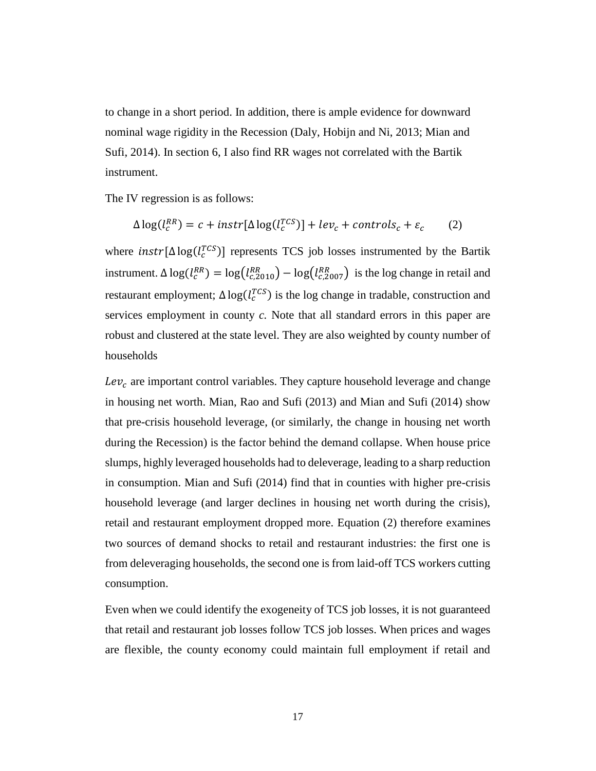to change in a short period. In addition, there is ample evidence for downward nominal wage rigidity in the Recession (Daly, Hobijn and Ni, 2013; Mian and Sufi, 2014). In section 6, I also find RR wages not correlated with the Bartik instrument.

The IV regression is as follows:

$$\Delta \log(l_c^{RR}) = c + instr[\Delta \log(l_c^{TCS})] + lev_c + controls_c + \varepsilon_c \qquad (2)$$

where $instr[\Delta \log(l_c^{TCS})]$ represents TCS job losses instrumented by the Bartik instrument. $\Delta \log(l_c^{RR}) = \log(l_{c,2010}^{RR}) - \log(l_{c,2007}^{RR})$ is the log change in retail and restaurant employment; $\Delta \log(l_c^{TCS})$ is the log change in tradable, construction and services employment in county *c.* Note that all standard errors in this paper are robust and clustered at the state level. They are also weighted by county number of households

$Lev_c$ are important control variables. They capture household leverage and change in housing net worth. Mian, Rao and Sufi (2013) and Mian and Sufi (2014) show that pre-crisis household leverage, (or similarly, the change in housing net worth during the Recession) is the factor behind the demand collapse. When house price slumps, highly leveraged households had to deleverage, leading to a sharp reduction in consumption. Mian and Sufi (2014) find that in counties with higher pre-crisis household leverage (and larger declines in housing net worth during the crisis), retail and restaurant employment dropped more. Equation (2) therefore examines two sources of demand shocks to retail and restaurant industries: the first one is from deleveraging households, the second one is from laid-off TCS workers cutting consumption.

Even when we could identify the exogeneity of TCS job losses, it is not guaranteed that retail and restaurant job losses follow TCS job losses. When prices and wages are flexible, the county economy could maintain full employment if retail and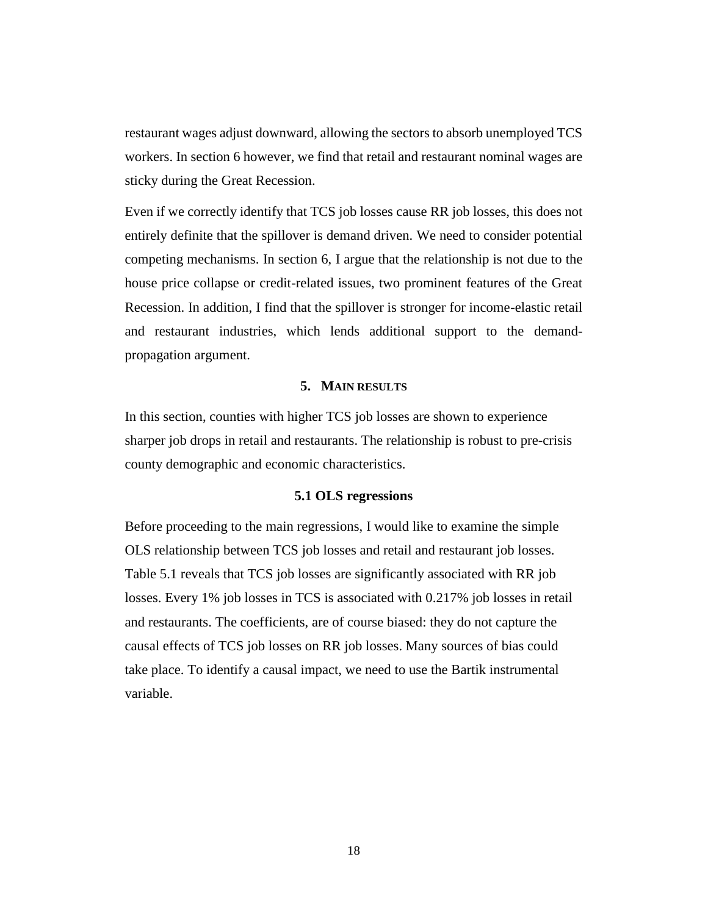restaurant wages adjust downward, allowing the sectors to absorb unemployed TCS workers. In section 6 however, we find that retail and restaurant nominal wages are sticky during the Great Recession.

Even if we correctly identify that TCS job losses cause RR job losses, this does not entirely definite that the spillover is demand driven. We need to consider potential competing mechanisms. In section 6, I argue that the relationship is not due to the house price collapse or credit-related issues, two prominent features of the Great Recession. In addition, I find that the spillover is stronger for income-elastic retail and restaurant industries, which lends additional support to the demand-propagation argument.

## 5. MAIN RESULTS

In this section, counties with higher TCS job losses are shown to experience sharper job drops in retail and restaurants. The relationship is robust to pre-crisis county demographic and economic characteristics.

### 5.1 OLS regressions

Before proceeding to the main regressions, I would like to examine the simple OLS relationship between TCS job losses and retail and restaurant job losses. Table 5.1 reveals that TCS job losses are significantly associated with RR job losses. Every 1% job losses in TCS is associated with 0.217% job losses in retail and restaurants. The coefficients, are of course biased: they do not capture the causal effects of TCS job losses on RR job losses. Many sources of bias could take place. To identify a causal impact, we need to use the Bartik instrumental variable.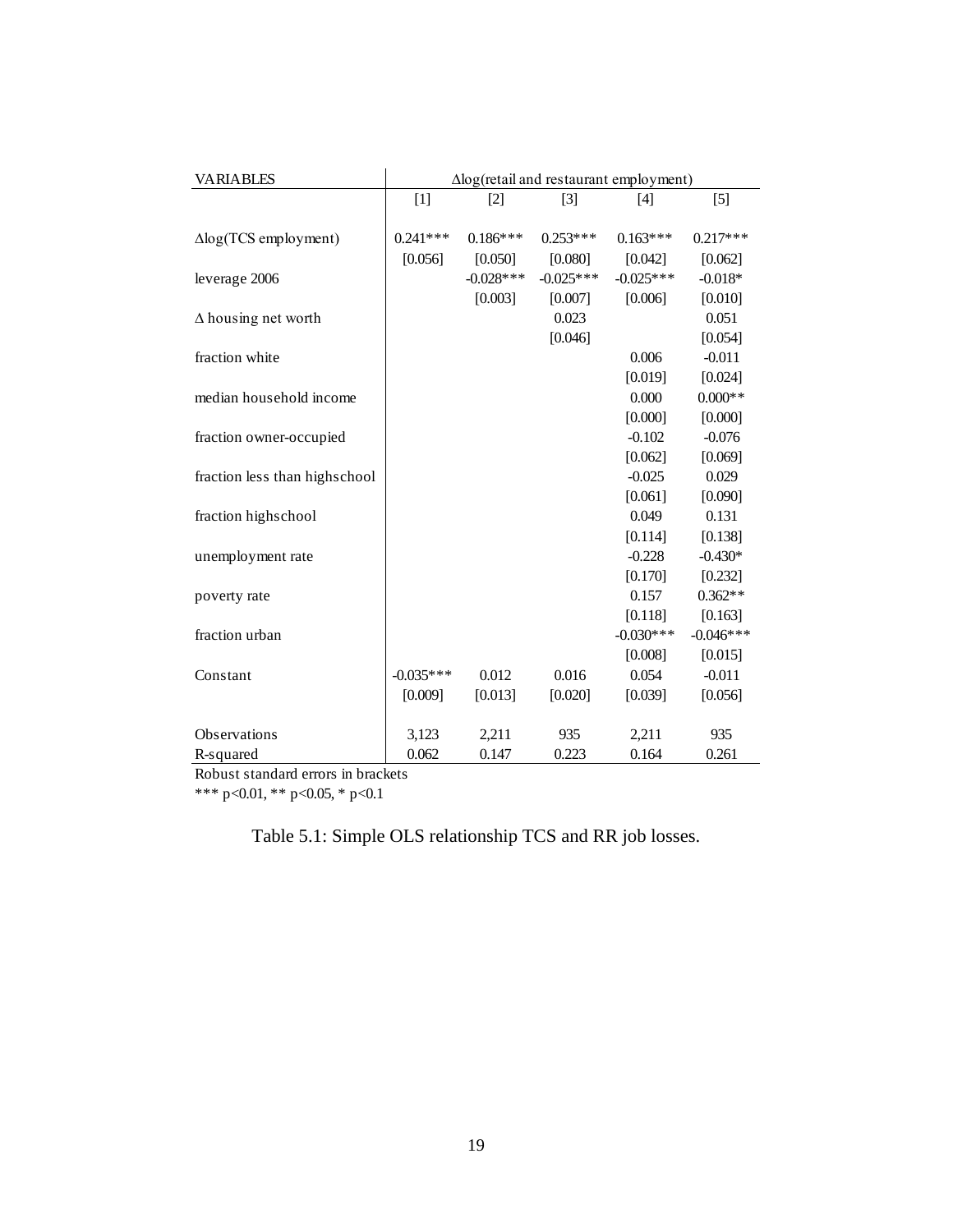| VARIABLES | $\Delta$log(retail and restaurant employment) | | | | |
|---|---|---|---|---|---|
| | [1] | [2] | [3] | [4] | [5] |
| $\Delta$log(TCS employment) | 0.241*** | 0.186*** | 0.253*** | 0.163*** | 0.217*** |
| | [0.056] | [0.050] | [0.080] | [0.042] | [0.062] |
| leverage 2006 | | -0.028*** | -0.025*** | -0.025*** | -0.018* |
| | | [0.003] | [0.007] | [0.006] | [0.010] |
| $\Delta$ housing net worth | | | 0.023 | | 0.051 |
| | | | [0.046] | | [0.054] |
| fraction white | | | | 0.006 | -0.011 |
| | | | | [0.019] | [0.024] |
| median household income | | | | 0.000 | 0.000** |
| | | | | [0.000] | [0.000] |
| fraction owner-occupied | | | | -0.102 | -0.076 |
| | | | | [0.062] | [0.069] |
| fraction less than highschool | | | | -0.025 | 0.029 |
| | | | | [0.061] | [0.090] |
| fraction highschool | | | | 0.049 | 0.131 |
| | | | | [0.114] | [0.138] |
| unemployment rate | | | | -0.228 | -0.430* |
| | | | | [0.170] | [0.232] |
| poverty rate | | | | 0.157 | 0.362** |
| | | | | [0.118] | [0.163] |
| fraction urban | | | | -0.030*** | -0.046*** |
| | | | | [0.008] | [0.015] |
| Constant | -0.035*** | 0.012 | 0.016 | 0.054 | -0.011 |
| | [0.009] | [0.013] | [0.020] | [0.039] | [0.056] |
| Observations | 3,123 | 2,211 | 935 | 2,211 | 935 |
| R-squared | 0.062 | 0.147 | 0.223 | 0.164 | 0.261 |

Robust standard errors in brackets

*** p<0.01, ** p<0.05, * p<0.1

Table 5.1: Simple OLS relationship TCS and RR job losses.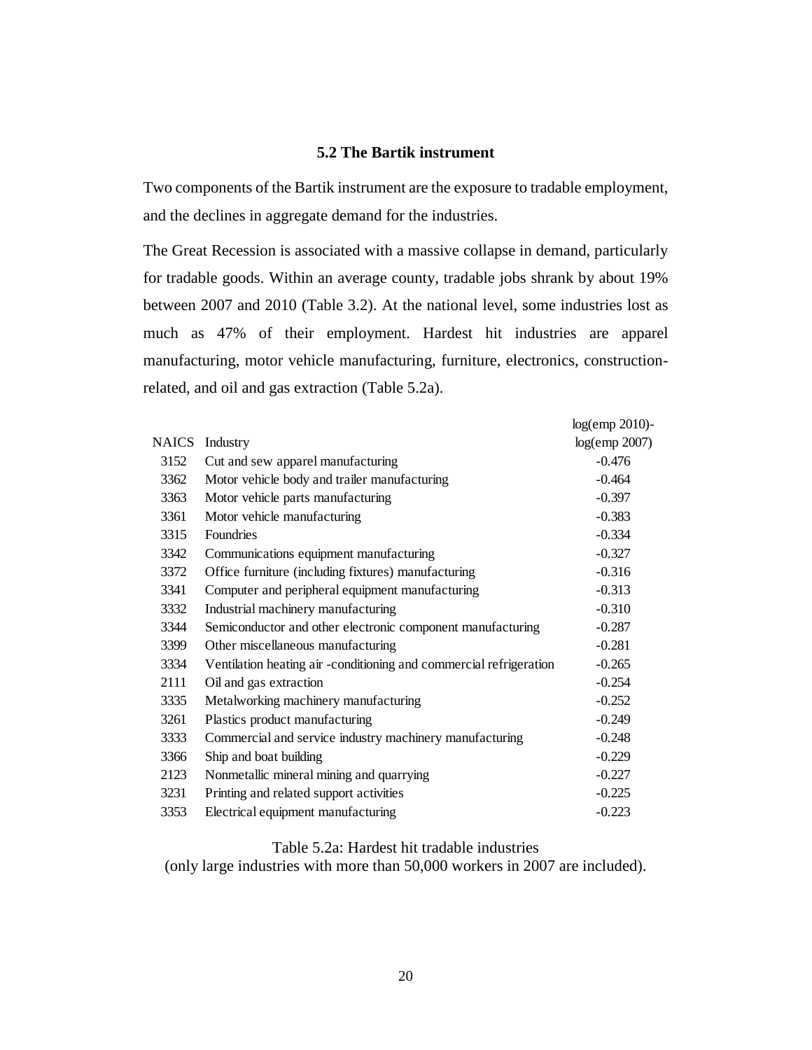### 5.2 The Bartik instrument

Two components of the Bartik instrument are the exposure to tradable employment, and the declines in aggregate demand for the industries.

The Great Recession is associated with a massive collapse in demand, particularly for tradable goods. Within an average county, tradable jobs shrank by about 19% between 2007 and 2010 (Table 3.2). At the national level, some industries lost as much as 47% of their employment. Hardest hit industries are apparel manufacturing, motor vehicle manufacturing, furniture, electronics, construction-related, and oil and gas extraction (Table 5.2a).

| NAICS | Industry | log(emp 2010)-log(emp 2007) |
|---|---|---|
| 3152 | Cut and sew apparel manufacturing | -0.476 |
| 3362 | Motor vehicle body and trailer manufacturing | -0.464 |
| 3363 | Motor vehicle parts manufacturing | -0.397 |
| 3361 | Motor vehicle manufacturing | -0.383 |
| 3315 | Foundries | -0.334 |
| 3342 | Communications equipment manufacturing | -0.327 |
| 3372 | Office furniture (including fixtures) manufacturing | -0.316 |
| 3341 | Computer and peripheral equipment manufacturing | -0.313 |
| 3332 | Industrial machinery manufacturing | -0.310 |
| 3344 | Semiconductor and other electronic component manufacturing | -0.287 |
| 3399 | Other miscellaneous manufacturing | -0.281 |
| 3334 | Ventilation heating air -conditioning and commercial refrigeration | -0.265 |
| 2111 | Oil and gas extraction | -0.254 |
| 3335 | Metalworking machinery manufacturing | -0.252 |
| 3261 | Plastics product manufacturing | -0.249 |
| 3333 | Commercial and service industry machinery manufacturing | -0.248 |
| 3366 | Ship and boat building | -0.229 |
| 2123 | Nonmetallic mineral mining and quarrying | -0.227 |
| 3231 | Printing and related support activities | -0.225 |
| 3353 | Electrical equipment manufacturing | -0.223 |

Table 5.2a: Hardest hit tradable industries
(only large industries with more than 50,000 workers in 2007 are included).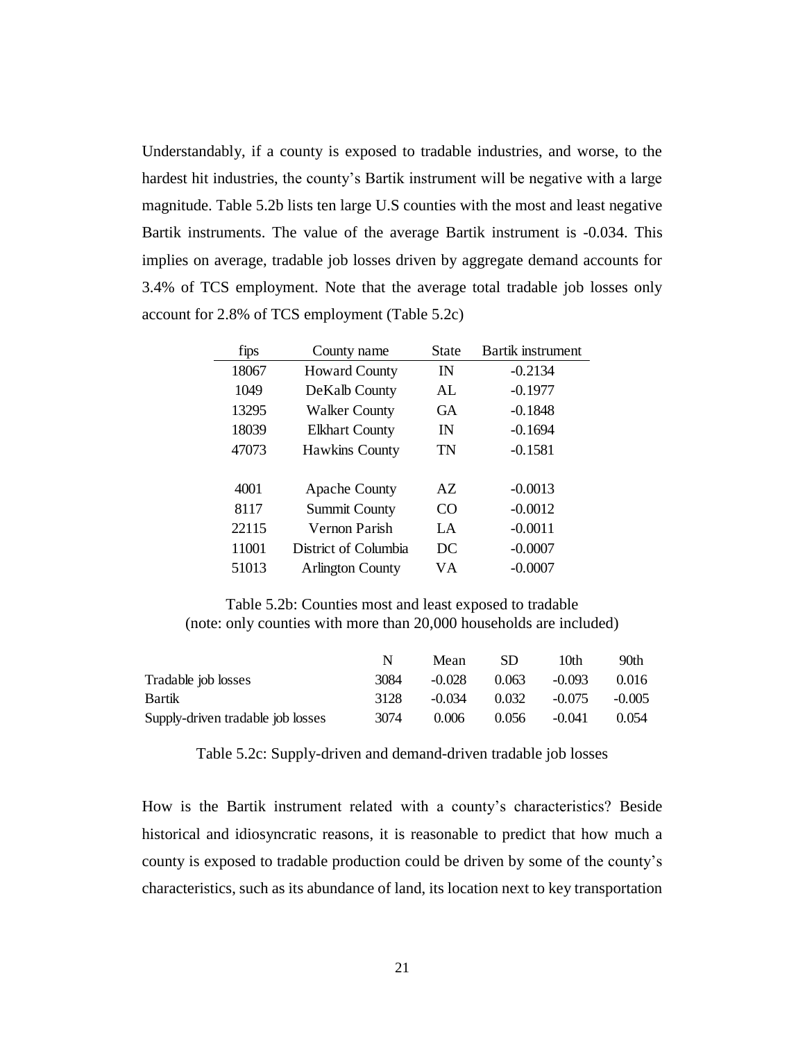Understandably, if a county is exposed to tradable industries, and worse, to the hardest hit industries, the county's Bartik instrument will be negative with a large magnitude. Table 5.2b lists ten large U.S counties with the most and least negative Bartik instruments. The value of the average Bartik instrument is -0.034. This implies on average, tradable job losses driven by aggregate demand accounts for 3.4% of TCS employment. Note that the average total tradable job losses only account for 2.8% of TCS employment (Table 5.2c)

| fips | County name | State | Bartik instrument |
|---|---|---|---|
| 18067 | Howard County | IN | -0.2134 |
| 1049 | DeKalb County | AL | -0.1977 |
| 13295 | Walker County | GA | -0.1848 |
| 18039 | Elkhart County | IN | -0.1694 |
| 47073 | Hawkins County | TN | -0.1581 |
| | | | |
| 4001 | Apache County | AZ | -0.0013 |
| 8117 | Summit County | CO | -0.0012 |
| 22115 | Vernon Parish | LA | -0.0011 |
| 11001 | District of Columbia | DC | -0.0007 |
| 51013 | Arlington County | VA | -0.0007 |

Table 5.2b: Counties most and least exposed to tradable
(note: only counties with more than 20,000 households are included)

| | N | Mean | SD | 10th | 90th |
|---|---|---|---|---|---|
| Tradable job losses | 3084 | -0.028 | 0.063 | -0.093 | 0.016 |
| Bartik | 3128 | -0.034 | 0.032 | -0.075 | -0.005 |
| Supply-driven tradable job losses | 3074 | 0.006 | 0.056 | -0.041 | 0.054 |

Table 5.2c: Supply-driven and demand-driven tradable job losses

How is the Bartik instrument related with a county's characteristics? Beside historical and idiosyncratic reasons, it is reasonable to predict that how much a county is exposed to tradable production could be driven by some of the county's characteristics, such as its abundance of land, its location next to key transportation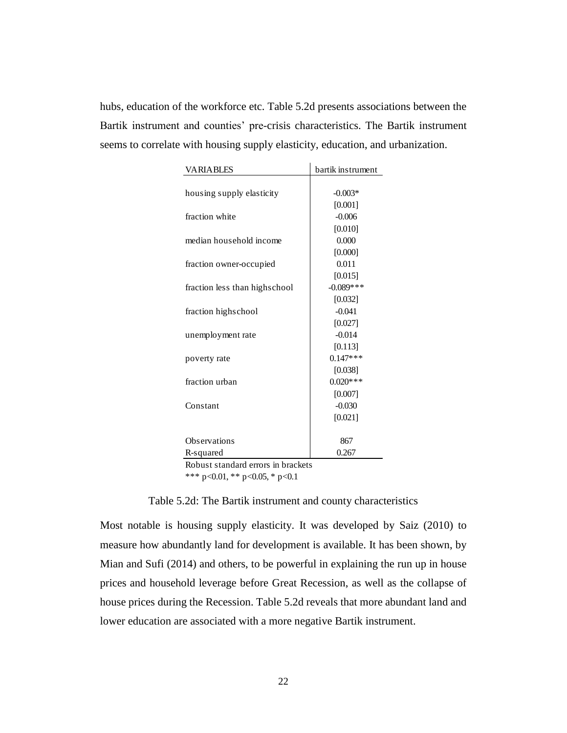hubs, education of the workforce etc. Table 5.2d presents associations between the Bartik instrument and counties' pre-crisis characteristics. The Bartik instrument seems to correlate with housing supply elasticity, education, and urbanization.

| VARIABLES | bartik instrument |
|---|---|
| housing supply elasticity | -0.003* |
| | [0.001] |
| fraction white | -0.006 |
| | [0.010] |
| median household income | 0.000 |
| | [0.000] |
| fraction owner-occupied | 0.011 |
| | [0.015] |
| fraction less than highschool | -0.089*** |
| | [0.032] |
| fraction highschool | -0.041 |
| | [0.027] |
| unemployment rate | -0.014 |
| | [0.113] |
| poverty rate | 0.147*** |
| | [0.038] |
| fraction urban | 0.020*** |
| | [0.007] |
| Constant | -0.030 |
| | [0.021] |
| Observations | 867 |
| R-squared | 0.267 |

Robust standard errors in brackets
*** p<0.01, ** p<0.05, * p<0.1

Table 5.2d: The Bartik instrument and county characteristics

Most notable is housing supply elasticity. It was developed by Saiz (2010) to measure how abundantly land for development is available. It has been shown, by Mian and Sufi (2014) and others, to be powerful in explaining the run up in house prices and household leverage before Great Recession, as well as the collapse of house prices during the Recession. Table 5.2d reveals that more abundant land and lower education are associated with a more negative Bartik instrument.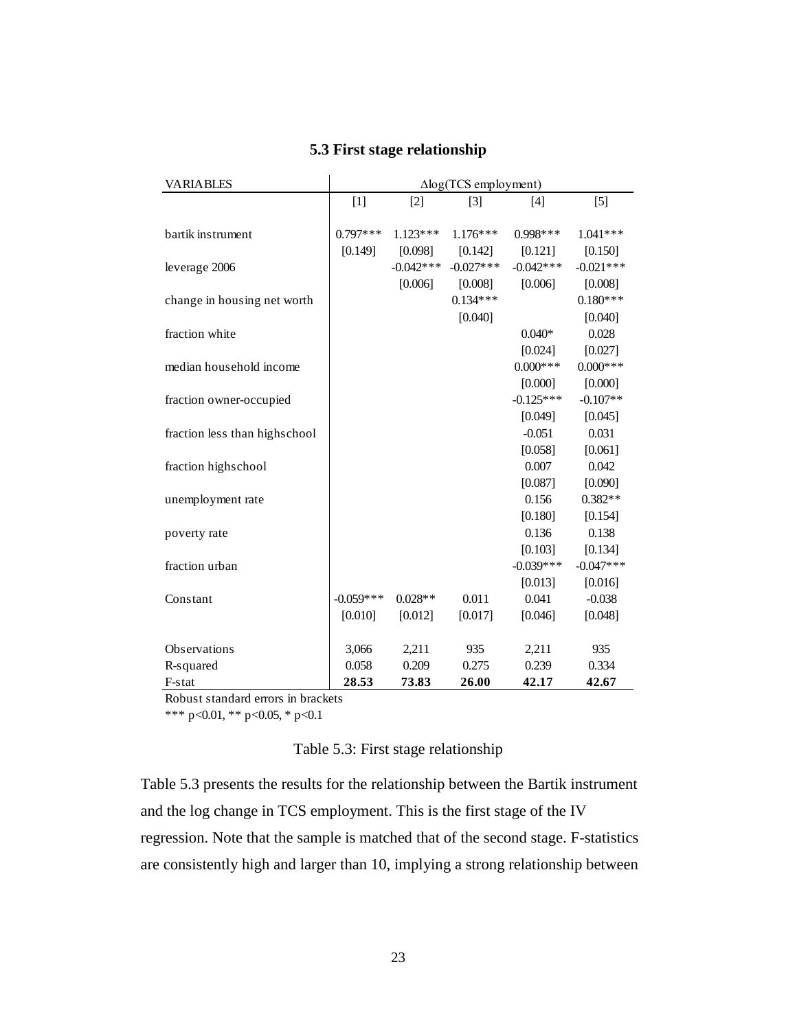### 5.3 First stage relationship

| VARIABLES | $\Delta$log(TCS employment) | | | | |
|---|---|---|---|---|---|
| | [1] | [2] | [3] | [4] | [5] |
| bartik instrument | 0.797*** | 1.123*** | 1.176*** | 0.998*** | 1.041*** |
| | [0.149] | [0.098] | [0.142] | [0.121] | [0.150] |
| leverage 2006 | | -0.042*** | -0.027*** | -0.042*** | -0.021*** |
| | | [0.006] | [0.008] | [0.006] | [0.008] |
| change in housing net worth | | | 0.134*** | | 0.180*** |
| | | | [0.040] | | [0.040] |
| fraction white | | | | 0.040* | 0.028 |
| | | | | [0.024] | [0.027] |
| median household income | | | | 0.000*** | 0.000*** |
| | | | | [0.000] | [0.000] |
| fraction owner-occupied | | | | -0.125*** | -0.107** |
| | | | | [0.049] | [0.045] |
| fraction less than highschool | | | | -0.051 | 0.031 |
| | | | | [0.058] | [0.061] |
| fraction highschool | | | | 0.007 | 0.042 |
| | | | | [0.087] | [0.090] |
| unemployment rate | | | | 0.156 | 0.382** |
| | | | | [0.180] | [0.154] |
| poverty rate | | | | 0.136 | 0.138 |
| | | | | [0.103] | [0.134] |
| fraction urban | | | | -0.039*** | -0.047*** |
| | | | | [0.013] | [0.016] |
| Constant | -0.059*** | 0.028** | 0.011 | 0.041 | -0.038 |
| | [0.010] | [0.012] | [0.017] | [0.046] | [0.048] |
| Observations | 3,066 | 2,211 | 935 | 2,211 | 935 |
| R-squared | 0.058 | 0.209 | 0.275 | 0.239 | 0.334 |
| F-stat | **28.53** | **73.83** | **26.00** | **42.17** | **42.67** |

Robust standard errors in brackets

*** $p<0.01$, ** $p<0.05$, * $p<0.1$

Table 5.3: First stage relationship

Table 5.3 presents the results for the relationship between the Bartik instrument and the log change in TCS employment. This is the first stage of the IV regression. Note that the sample is matched that of the second stage. F-statistics are consistently high and larger than 10, implying a strong relationship between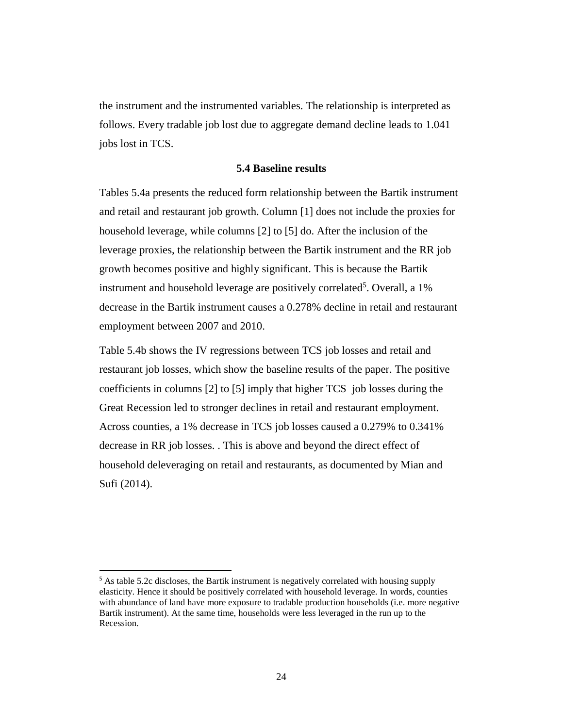the instrument and the instrumented variables. The relationship is interpreted as follows. Every tradable job lost due to aggregate demand decline leads to 1.041 jobs lost in TCS.

### 5.4 Baseline results

Tables 5.4a presents the reduced form relationship between the Bartik instrument and retail and restaurant job growth. Column [1] does not include the proxies for household leverage, while columns [2] to [5] do. After the inclusion of the leverage proxies, the relationship between the Bartik instrument and the RR job growth becomes positive and highly significant. This is because the Bartik instrument and household leverage are positively correlated[5]. Overall, a 1% decrease in the Bartik instrument causes a 0.278% decline in retail and restaurant employment between 2007 and 2010.

Table 5.4b shows the IV regressions between TCS job losses and retail and restaurant job losses, which show the baseline results of the paper. The positive coefficients in columns [2] to [5] imply that higher TCS job losses during the Great Recession led to stronger declines in retail and restaurant employment. Across counties, a 1% decrease in TCS job losses caused a 0.279% to 0.341% decrease in RR job losses. . This is above and beyond the direct effect of household deleveraging on retail and restaurants, as documented by Mian and Sufi (2014).

---

[5] As table 5.2c discloses, the Bartik instrument is negatively correlated with housing supply elasticity. Hence it should be positively correlated with household leverage. In words, counties with abundance of land have more exposure to tradable production households (i.e. more negative Bartik instrument). At the same time, households were less leveraged in the run up to the Recession.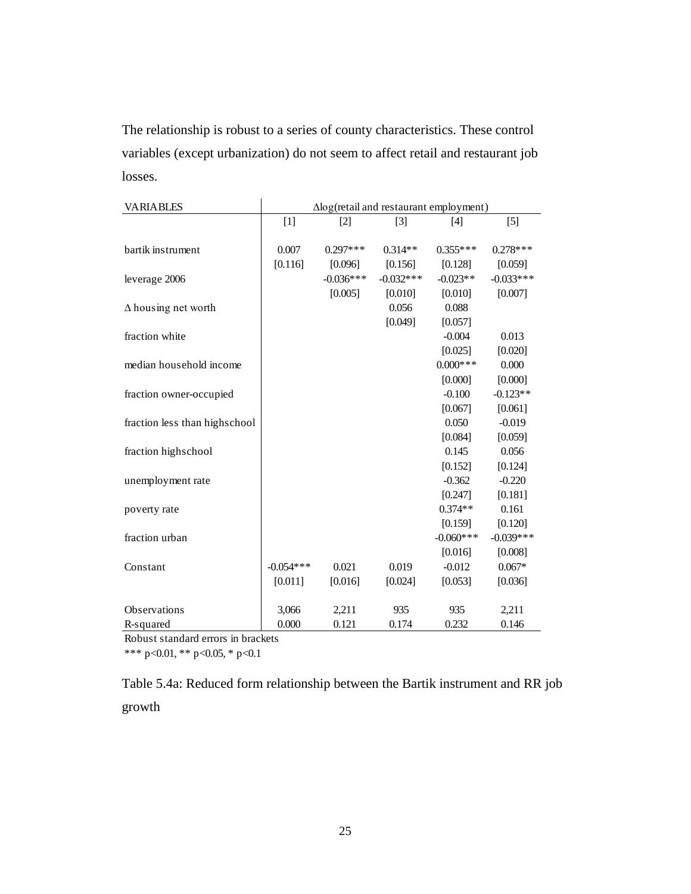The relationship is robust to a series of county characteristics. These control variables (except urbanization) do not seem to affect retail and restaurant job losses.

| VARIABLES | Δlog(retail and restaurant employment) | | | | |
|---|---|---|---|---|---|
| | [1] | [2] | [3] | [4] | [5] |
| bartik instrument | 0.007 | 0.297*** | 0.314** | 0.355*** | 0.278*** |
| | [0.116] | [0.096] | [0.156] | [0.128] | [0.059] |
| leverage 2006 | | -0.036*** | -0.032*** | -0.023** | -0.033*** |
| | | [0.005] | [0.010] | [0.010] | [0.007] |
| Δ housing net worth | | | 0.056 | 0.088 | |
| | | | [0.049] | [0.057] | |
| fraction white | | | | -0.004 | 0.013 |
| | | | | [0.025] | [0.020] |
| median household income | | | | 0.000*** | 0.000 |
| | | | | [0.000] | [0.000] |
| fraction owner-occupied | | | | -0.100 | -0.123** |
| | | | | [0.067] | [0.061] |
| fraction less than highschool | | | | 0.050 | -0.019 |
| | | | | [0.084] | [0.059] |
| fraction highschool | | | | 0.145 | 0.056 |
| | | | | [0.152] | [0.124] |
| unemployment rate | | | | -0.362 | -0.220 |
| | | | | [0.247] | [0.181] |
| poverty rate | | | | 0.374** | 0.161 |
| | | | | [0.159] | [0.120] |
| fraction urban | | | | -0.060*** | -0.039*** |
| | | | | [0.016] | [0.008] |
| Constant | -0.054*** | 0.021 | 0.019 | -0.012 | 0.067* |
| | [0.011] | [0.016] | [0.024] | [0.053] | [0.036] |
| Observations | 3,066 | 2,211 | 935 | 935 | 2,211 |
| R-squared | 0.000 | 0.121 | 0.174 | 0.232 | 0.146 |

Robust standard errors in brackets

*** p<0.01, ** p<0.05, * p<0.1

Table 5.4a: Reduced form relationship between the Bartik instrument and RR job growth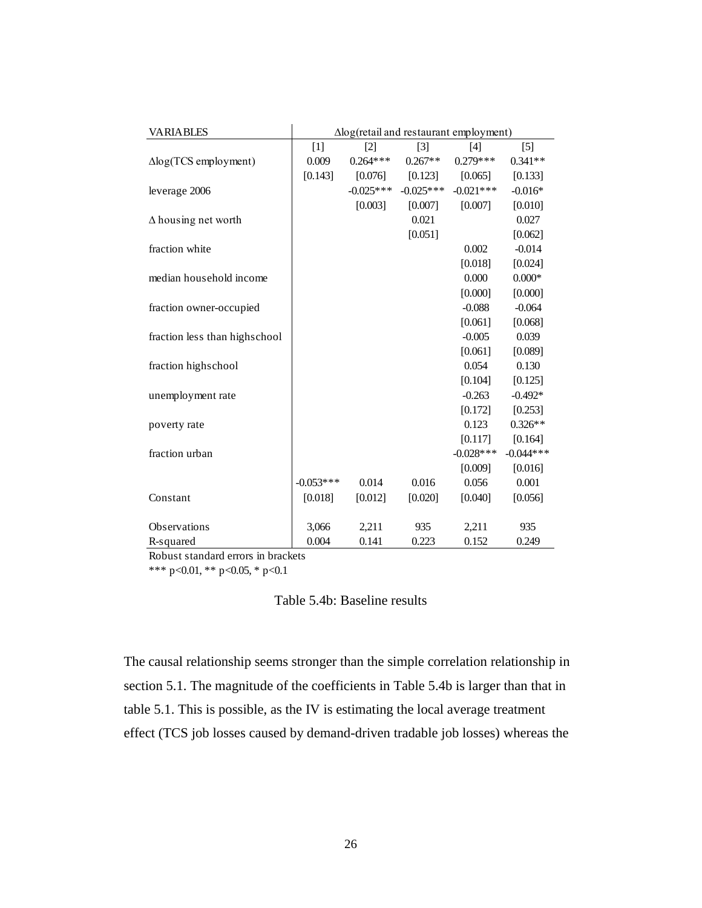| VARIABLES | Δlog(retail and restaurant employment) | | | | |
|---|---|---|---|---|---|
| | [1] | [2] | [3] | [4] | [5] |
| Δlog(TCS employment) | 0.009 | 0.264*** | 0.267** | 0.279*** | 0.341** |
| | [0.143] | [0.076] | [0.123] | [0.065] | [0.133] |
| leverage 2006 | | -0.025*** | -0.025*** | -0.021*** | -0.016* |
| | | [0.003] | [0.007] | [0.007] | [0.010] |
| Δ housing net worth | | | 0.021 | | 0.027 |
| | | | [0.051] | | [0.062] |
| fraction white | | | | 0.002 | -0.014 |
| | | | | [0.018] | [0.024] |
| median household income | | | | 0.000 | 0.000* |
| | | | | [0.000] | [0.000] |
| fraction owner-occupied | | | | -0.088 | -0.064 |
| | | | | [0.061] | [0.068] |
| fraction less than highschool | | | | -0.005 | 0.039 |
| | | | | [0.061] | [0.089] |
| fraction highschool | | | | 0.054 | 0.130 |
| | | | | [0.104] | [0.125] |
| unemployment rate | | | | -0.263 | -0.492* |
| | | | | [0.172] | [0.253] |
| poverty rate | | | | 0.123 | 0.326** |
| | | | | [0.117] | [0.164] |
| fraction urban | | | | -0.028*** | -0.044*** |
| | | | | [0.009] | [0.016] |
| | -0.053*** | 0.014 | 0.016 | 0.056 | 0.001 |
| Constant | [0.018] | [0.012] | [0.020] | [0.040] | [0.056] |
| Observations | 3,066 | 2,211 | 935 | 2,211 | 935 |
| R-squared | 0.004 | 0.141 | 0.223 | 0.152 | 0.249 |

Robust standard errors in brackets

*** p<0.01, ** p<0.05, * p<0.1

Table 5.4b: Baseline results

The causal relationship seems stronger than the simple correlation relationship in section 5.1. The magnitude of the coefficients in Table 5.4b is larger than that in table 5.1. This is possible, as the IV is estimating the local average treatment effect (TCS job losses caused by demand-driven tradable job losses) whereas the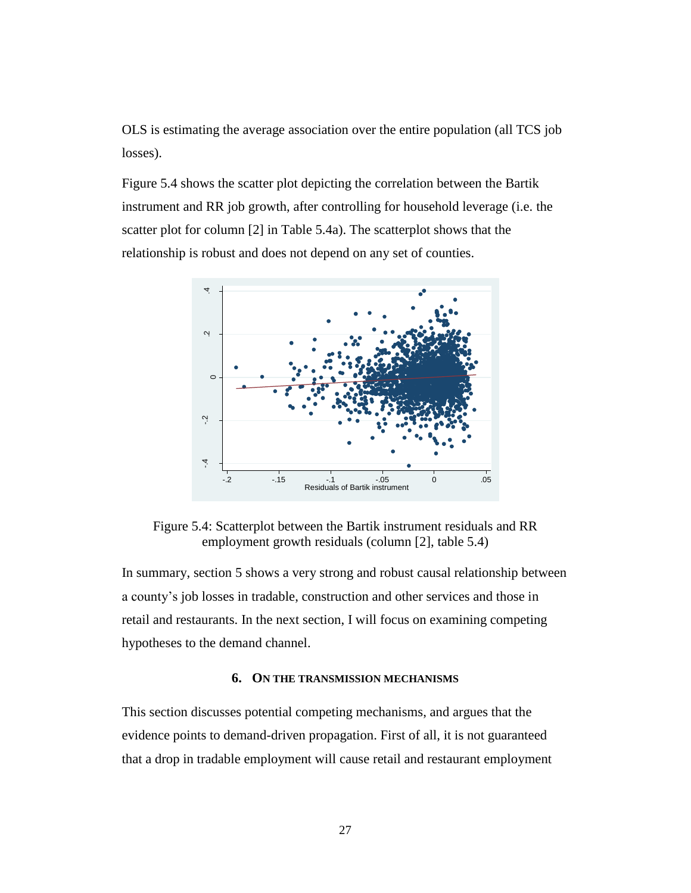OLS is estimating the average association over the entire population (all TCS job losses).

Figure 5.4 shows the scatter plot depicting the correlation between the Bartik instrument and RR job growth, after controlling for household leverage (i.e. the scatter plot for column [2] in Table 5.4a). The scatterplot shows that the relationship is robust and does not depend on any set of counties.

Figure 5.4: Scatterplot between the Bartik instrument residuals and RR employment growth residuals (column [2], table 5.4)

In summary, section 5 shows a very strong and robust causal relationship between a county's job losses in tradable, construction and other services and those in retail and restaurants. In the next section, I will focus on examining competing hypotheses to the demand channel.

## 6. On the Transmission Mechanisms

This section discusses potential competing mechanisms, and argues that the evidence points to demand-driven propagation. First of all, it is not guaranteed that a drop in tradable employment will cause retail and restaurant employment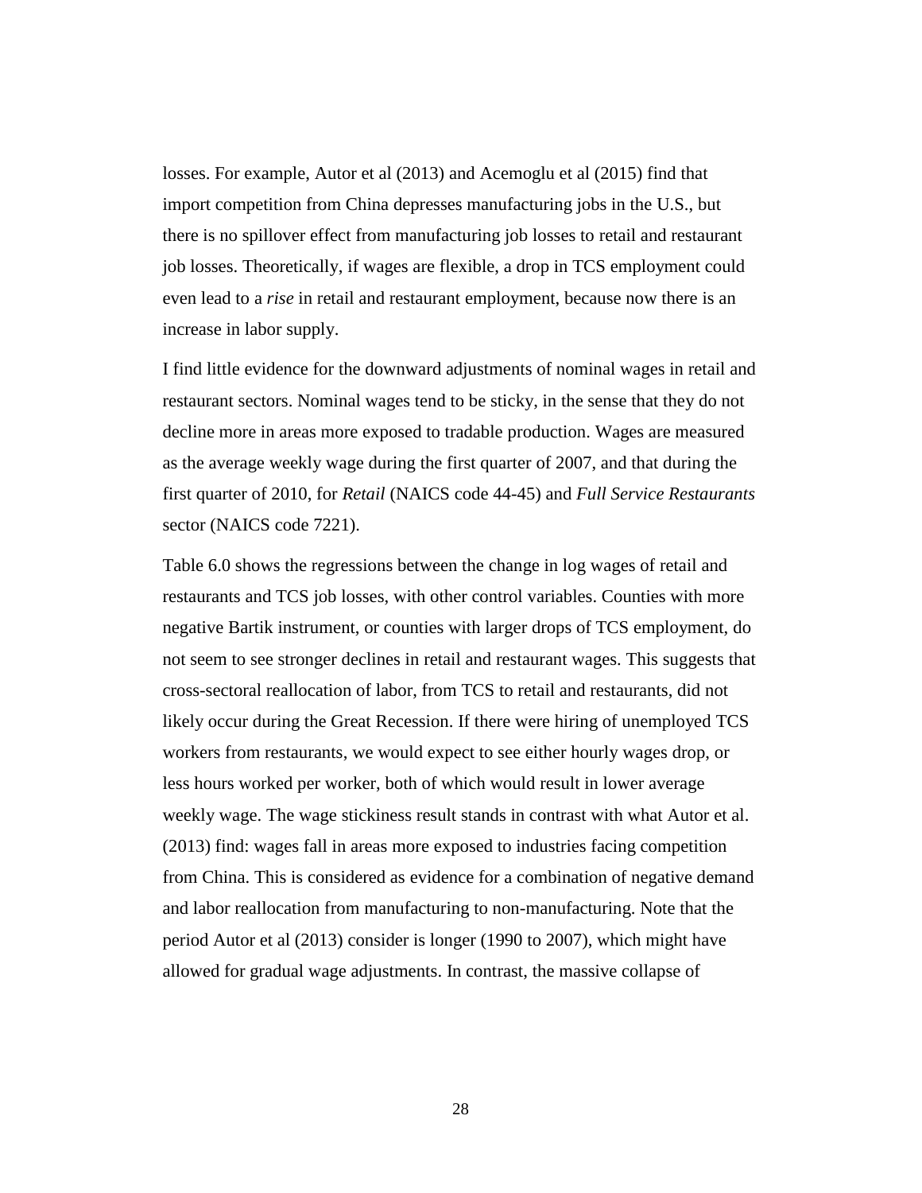losses. For example, Autor et al (2013) and Acemoglu et al (2015) find that import competition from China depresses manufacturing jobs in the U.S., but there is no spillover effect from manufacturing job losses to retail and restaurant job losses. Theoretically, if wages are flexible, a drop in TCS employment could even lead to a *rise* in retail and restaurant employment, because now there is an increase in labor supply.

I find little evidence for the downward adjustments of nominal wages in retail and restaurant sectors. Nominal wages tend to be sticky, in the sense that they do not decline more in areas more exposed to tradable production. Wages are measured as the average weekly wage during the first quarter of 2007, and that during the first quarter of 2010, for *Retail* (NAICS code 44-45) and *Full Service Restaurants* sector (NAICS code 7221).

Table 6.0 shows the regressions between the change in log wages of retail and restaurants and TCS job losses, with other control variables. Counties with more negative Bartik instrument, or counties with larger drops of TCS employment, do not seem to see stronger declines in retail and restaurant wages. This suggests that cross-sectoral reallocation of labor, from TCS to retail and restaurants, did not likely occur during the Great Recession. If there were hiring of unemployed TCS workers from restaurants, we would expect to see either hourly wages drop, or less hours worked per worker, both of which would result in lower average weekly wage. The wage stickiness result stands in contrast with what Autor et al. (2013) find: wages fall in areas more exposed to industries facing competition from China. This is considered as evidence for a combination of negative demand and labor reallocation from manufacturing to non-manufacturing. Note that the period Autor et al (2013) consider is longer (1990 to 2007), which might have allowed for gradual wage adjustments. In contrast, the massive collapse of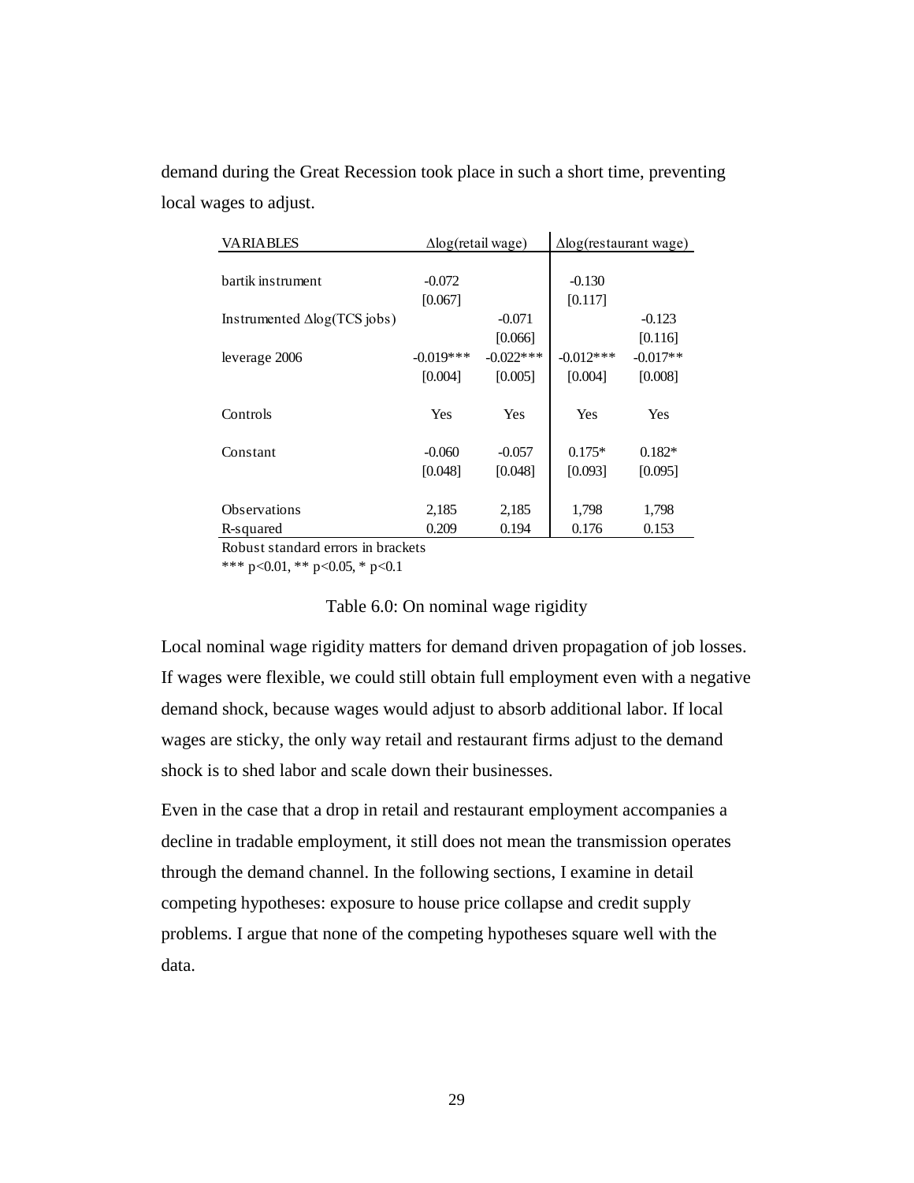demand during the Great Recession took place in such a short time, preventing local wages to adjust.

| VARIABLES | $\Delta$log(retail wage) | | $\Delta$log(restaurant wage) | |
|---|---|---|---|---|
| bartik instrument | -0.072 | | -0.130 | |
| | [0.067] | | [0.117] | |
| Instrumented $\Delta$log(TCS jobs) | | -0.071 | | -0.123 |
| | | [0.066] | | [0.116] |
| leverage 2006 | -0.019*** | -0.022*** | -0.012*** | -0.017** |
| | [0.004] | [0.005] | [0.004] | [0.008] |
| Controls | Yes | Yes | Yes | Yes |
| Constant | -0.060 | -0.057 | 0.175* | 0.182* |
| | [0.048] | [0.048] | [0.093] | [0.095] |
| Observations | 2,185 | 2,185 | 1,798 | 1,798 |
| R-squared | 0.209 | 0.194 | 0.176 | 0.153 |

Robust standard errors in brackets
*** p<0.01, ** p<0.05, * p<0.1

Table 6.0: On nominal wage rigidity

Local nominal wage rigidity matters for demand driven propagation of job losses. If wages were flexible, we could still obtain full employment even with a negative demand shock, because wages would adjust to absorb additional labor. If local wages are sticky, the only way retail and restaurant firms adjust to the demand shock is to shed labor and scale down their businesses.

Even in the case that a drop in retail and restaurant employment accompanies a decline in tradable employment, it still does not mean the transmission operates through the demand channel. In the following sections, I examine in detail competing hypotheses: exposure to house price collapse and credit supply problems. I argue that none of the competing hypotheses square well with the data.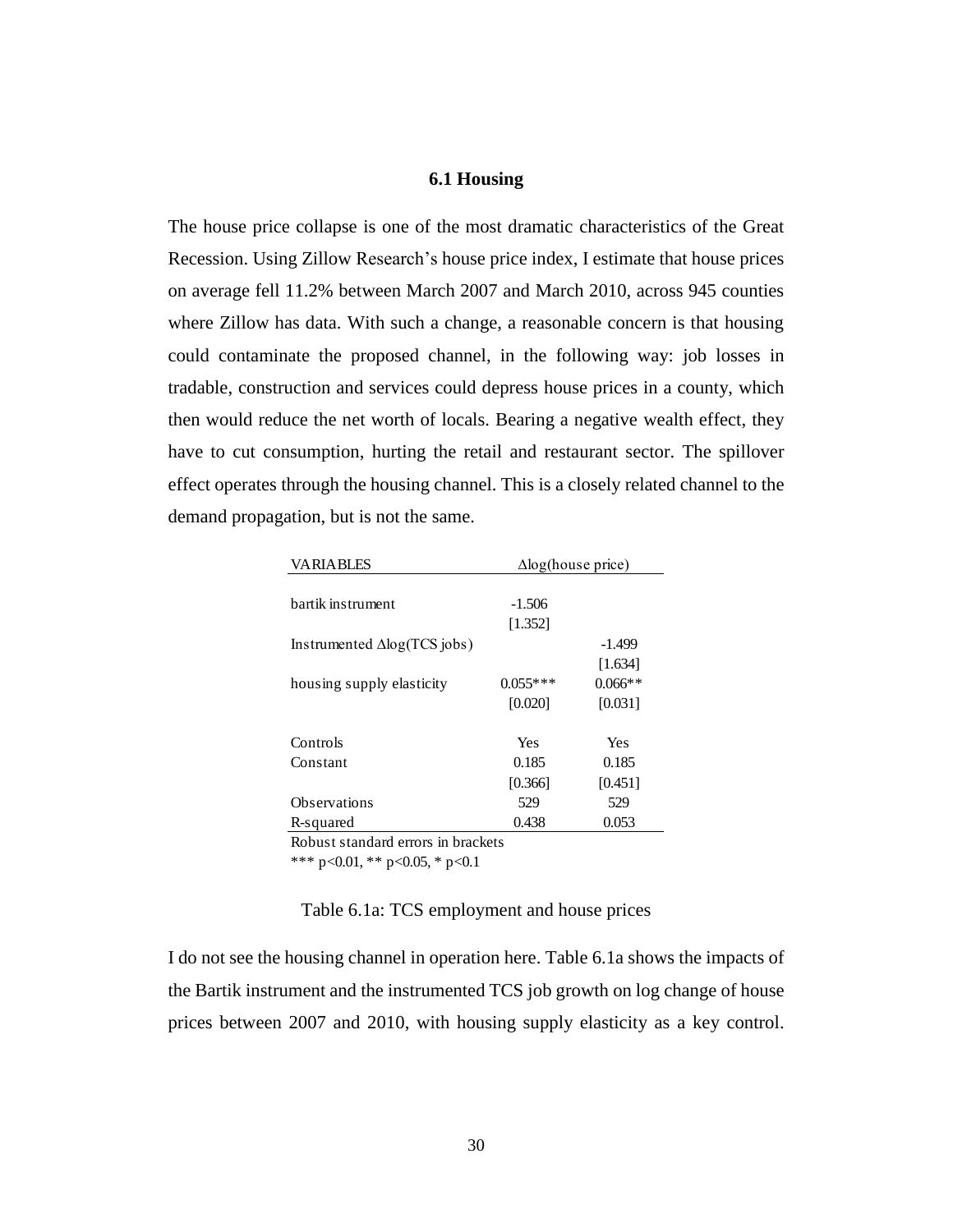### 6.1 Housing

The house price collapse is one of the most dramatic characteristics of the Great Recession. Using Zillow Research's house price index, I estimate that house prices on average fell 11.2% between March 2007 and March 2010, across 945 counties where Zillow has data. With such a change, a reasonable concern is that housing could contaminate the proposed channel, in the following way: job losses in tradable, construction and services could depress house prices in a county, which then would reduce the net worth of locals. Bearing a negative wealth effect, they have to cut consumption, hurting the retail and restaurant sector. The spillover effect operates through the housing channel. This is a closely related channel to the demand propagation, but is not the same.

| VARIABLES | $\Delta$log(house price) | |
|---|---|---|
| bartik instrument | -1.506 | |
| | [1.352] | |
| Instrumented $\Delta$log(TCS jobs) | | -1.499 |
| | | [1.634] |
| housing supply elasticity | 0.055*** | 0.066** |
| | [0.020] | [0.031] |
| Controls | Yes | Yes |
| Constant | 0.185 | 0.185 |
| | [0.366] | [0.451] |
| Observations | 529 | 529 |
| R-squared | 0.438 | 0.053 |

Robust standard errors in brackets

*** p<0.01, ** p<0.05, * p<0.1

Table 6.1a: TCS employment and house prices

I do not see the housing channel in operation here. Table 6.1a shows the impacts of the Bartik instrument and the instrumented TCS job growth on log change of house prices between 2007 and 2010, with housing supply elasticity as a key control.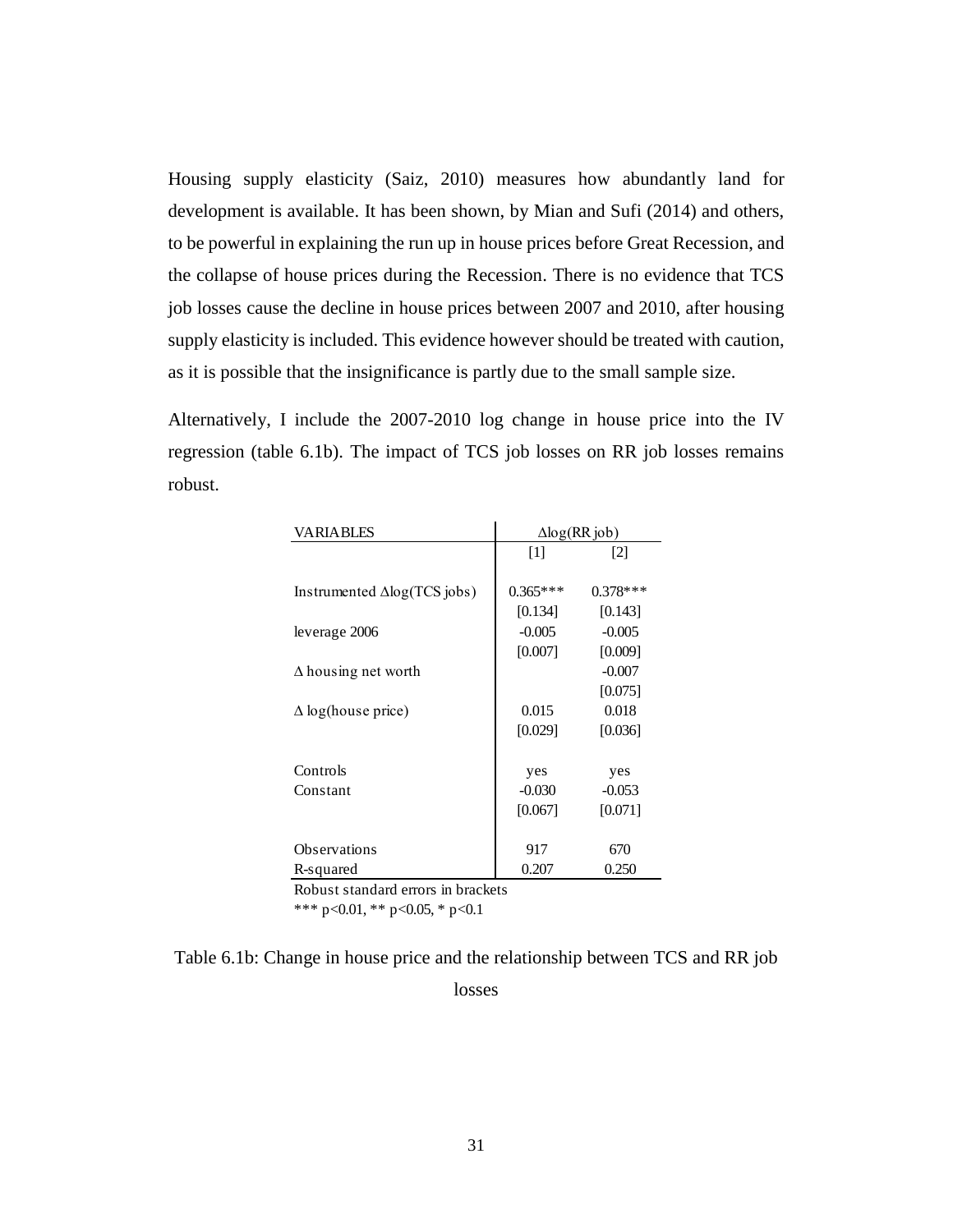Housing supply elasticity (Saiz, 2010) measures how abundantly land for development is available. It has been shown, by Mian and Sufi (2014) and others, to be powerful in explaining the run up in house prices before Great Recession, and the collapse of house prices during the Recession. There is no evidence that TCS job losses cause the decline in house prices between 2007 and 2010, after housing supply elasticity is included. This evidence however should be treated with caution, as it is possible that the insignificance is partly due to the small sample size.

Alternatively, I include the 2007-2010 log change in house price into the IV regression (table 6.1b). The impact of TCS job losses on RR job losses remains robust.

| VARIABLES | $\Delta$log(RR job) | |
|---|---|---|
| | [1] | [2] |
| Instrumented $\Delta$log(TCS jobs) | 0.365*** | 0.378*** |
| | [0.134] | [0.143] |
| leverage 2006 | -0.005 | -0.005 |
| | [0.007] | [0.009] |
| $\Delta$ housing net worth | | -0.007 |
| | | [0.075] |
| $\Delta$ log(house price) | 0.015 | 0.018 |
| | [0.029] | [0.036] |
| Controls | yes | yes |
| Constant | -0.030 | -0.053 |
| | [0.067] | [0.071] |
| Observations | 917 | 670 |
| R-squared | 0.207 | 0.250 |

Robust standard errors in brackets

*** p<0.01, ** p<0.05, * p<0.1

Table 6.1b: Change in house price and the relationship between TCS and RR job losses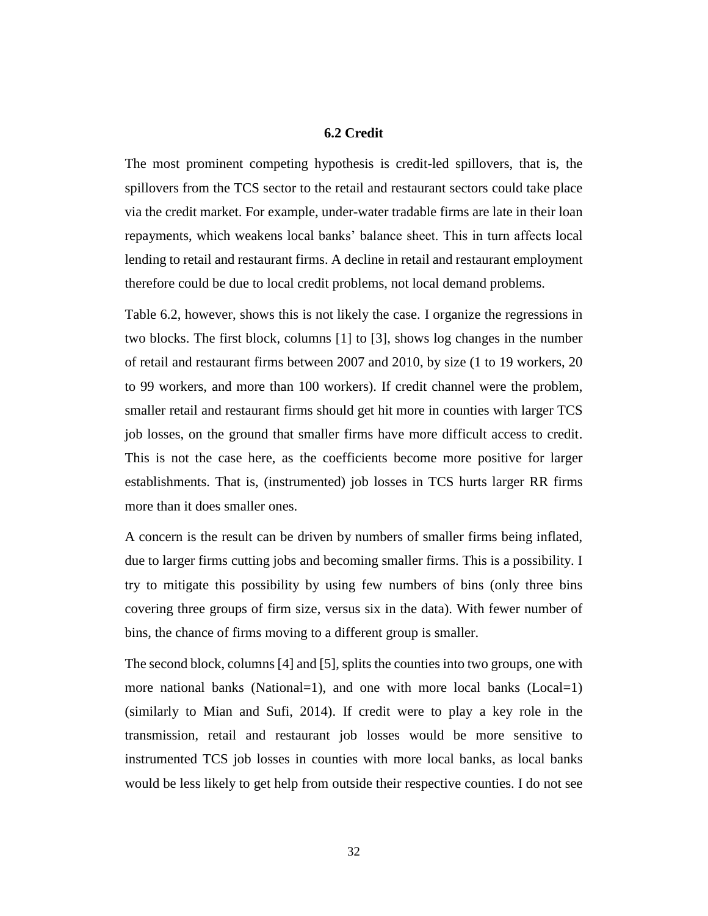### 6.2 Credit

The most prominent competing hypothesis is credit-led spillovers, that is, the spillovers from the TCS sector to the retail and restaurant sectors could take place via the credit market. For example, under-water tradable firms are late in their loan repayments, which weakens local banks' balance sheet. This in turn affects local lending to retail and restaurant firms. A decline in retail and restaurant employment therefore could be due to local credit problems, not local demand problems.

Table 6.2, however, shows this is not likely the case. I organize the regressions in two blocks. The first block, columns [1] to [3], shows log changes in the number of retail and restaurant firms between 2007 and 2010, by size (1 to 19 workers, 20 to 99 workers, and more than 100 workers). If credit channel were the problem, smaller retail and restaurant firms should get hit more in counties with larger TCS job losses, on the ground that smaller firms have more difficult access to credit. This is not the case here, as the coefficients become more positive for larger establishments. That is, (instrumented) job losses in TCS hurts larger RR firms more than it does smaller ones.

A concern is the result can be driven by numbers of smaller firms being inflated, due to larger firms cutting jobs and becoming smaller firms. This is a possibility. I try to mitigate this possibility by using few numbers of bins (only three bins covering three groups of firm size, versus six in the data). With fewer number of bins, the chance of firms moving to a different group is smaller.

The second block, columns [4] and [5], splits the counties into two groups, one with more national banks (National=1), and one with more local banks (Local=1) (similarly to Mian and Sufi, 2014). If credit were to play a key role in the transmission, retail and restaurant job losses would be more sensitive to instrumented TCS job losses in counties with more local banks, as local banks would be less likely to get help from outside their respective counties. I do not see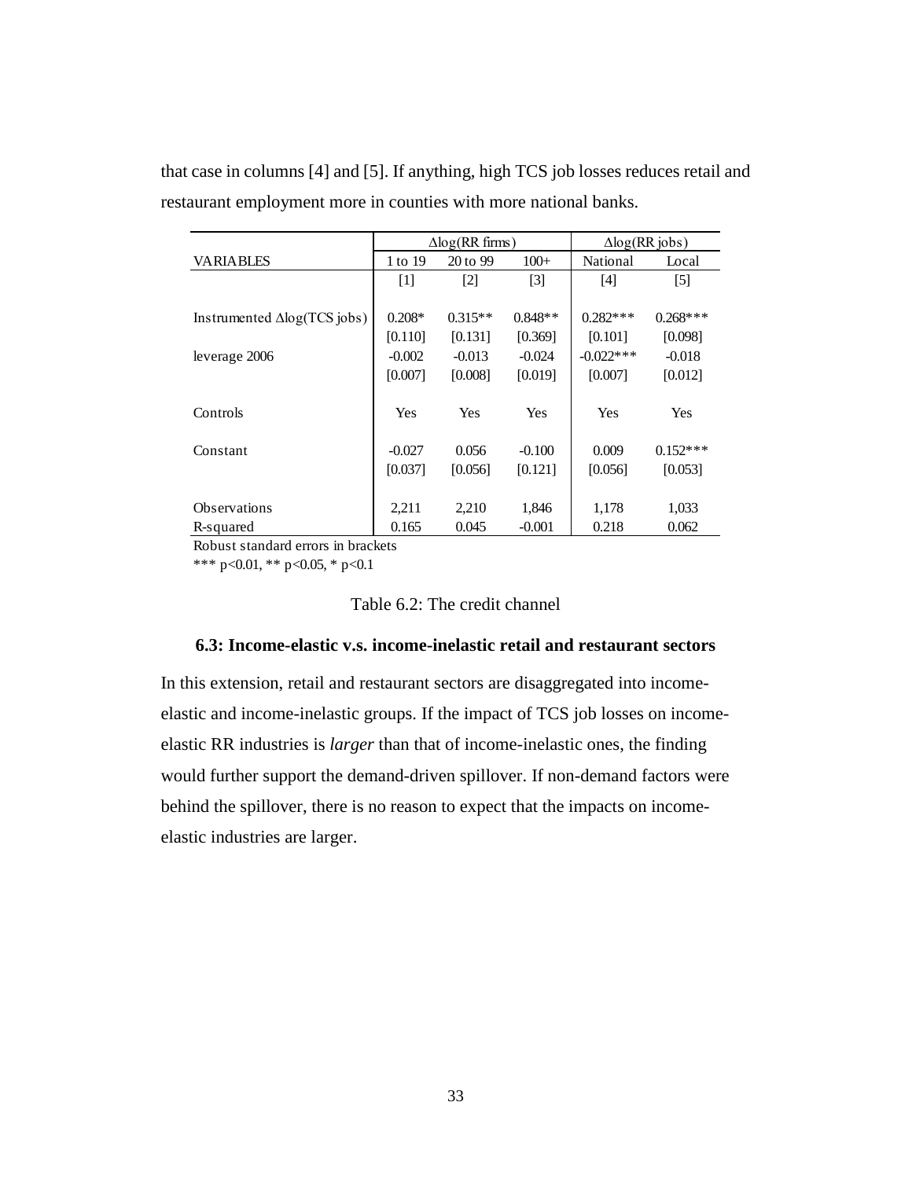that case in columns [4] and [5]. If anything, high TCS job losses reduces retail and restaurant employment more in counties with more national banks.

| | $\Delta$log(RR firms) | | | $\Delta$log(RR jobs) | |
|---|---|---|---|---|---|
| VARIABLES | 1 to 19 | 20 to 99 | 100+ | National | Local |
| | [1] | [2] | [3] | [4] | [5] |
| Instrumented $\Delta$log(TCS jobs) | 0.208* | 0.315** | 0.848** | 0.282*** | 0.268*** |
| | [0.110] | [0.131] | [0.369] | [0.101] | [0.098] |
| leverage 2006 | -0.002 | -0.013 | -0.024 | -0.022*** | -0.018 |
| | [0.007] | [0.008] | [0.019] | [0.007] | [0.012] |
| Controls | Yes | Yes | Yes | Yes | Yes |
| Constant | -0.027 | 0.056 | -0.100 | 0.009 | 0.152*** |
| | [0.037] | [0.056] | [0.121] | [0.056] | [0.053] |
| Observations | 2,211 | 2,210 | 1,846 | 1,178 | 1,033 |
| R-squared | 0.165 | 0.045 | -0.001 | 0.218 | 0.062 |

Robust standard errors in brackets

*** p<0.01, ** p<0.05, * p<0.1

Table 6.2: The credit channel

### 6.3: Income-elastic v.s. income-inelastic retail and restaurant sectors

In this extension, retail and restaurant sectors are disaggregated into income-elastic and income-inelastic groups. If the impact of TCS job losses on income-elastic RR industries is *larger* than that of income-inelastic ones, the finding would further support the demand-driven spillover. If non-demand factors were behind the spillover, there is no reason to expect that the impacts on income-elastic industries are larger.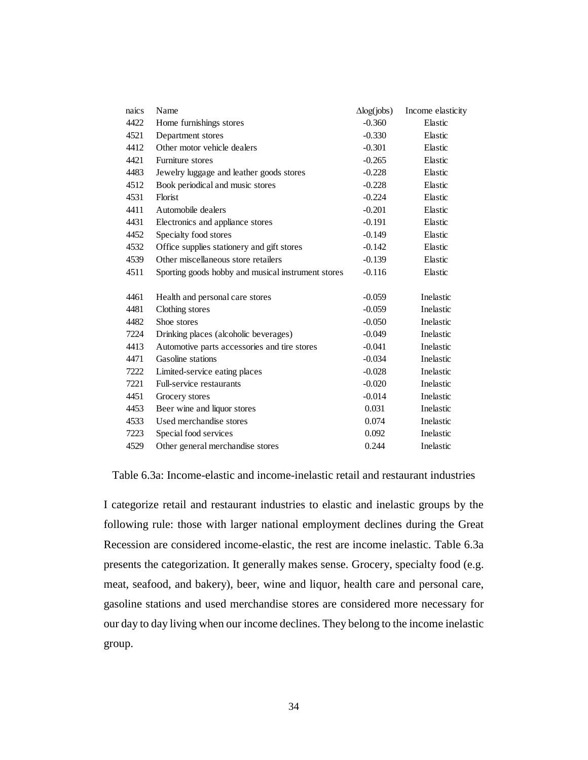| naics | Name | $\Delta$log(jobs) | Income elasticity |
|---|---|---|---|
| 4422 | Home furnishings stores | -0.360 | Elastic |
| 4521 | Department stores | -0.330 | Elastic |
| 4412 | Other motor vehicle dealers | -0.301 | Elastic |
| 4421 | Furniture stores | -0.265 | Elastic |
| 4483 | Jewelry luggage and leather goods stores | -0.228 | Elastic |
| 4512 | Book periodical and music stores | -0.228 | Elastic |
| 4531 | Florist | -0.224 | Elastic |
| 4411 | Automobile dealers | -0.201 | Elastic |
| 4431 | Electronics and appliance stores | -0.191 | Elastic |
| 4452 | Specialty food stores | -0.149 | Elastic |
| 4532 | Office supplies stationery and gift stores | -0.142 | Elastic |
| 4539 | Other miscellaneous store retailers | -0.139 | Elastic |
| 4511 | Sporting goods hobby and musical instrument stores | -0.116 | Elastic |
| | | | |
| 4461 | Health and personal care stores | -0.059 | Inelastic |
| 4481 | Clothing stores | -0.059 | Inelastic |
| 4482 | Shoe stores | -0.050 | Inelastic |
| 7224 | Drinking places (alcoholic beverages) | -0.049 | Inelastic |
| 4413 | Automotive parts accessories and tire stores | -0.041 | Inelastic |
| 4471 | Gasoline stations | -0.034 | Inelastic |
| 7222 | Limited-service eating places | -0.028 | Inelastic |
| 7221 | Full-service restaurants | -0.020 | Inelastic |
| 4451 | Grocery stores | -0.014 | Inelastic |
| 4453 | Beer wine and liquor stores | 0.031 | Inelastic |
| 4533 | Used merchandise stores | 0.074 | Inelastic |
| 7223 | Special food services | 0.092 | Inelastic |
| 4529 | Other general merchandise stores | 0.244 | Inelastic |

Table 6.3a: Income-elastic and income-inelastic retail and restaurant industries

I categorize retail and restaurant industries to elastic and inelastic groups by the following rule: those with larger national employment declines during the Great Recession are considered income-elastic, the rest are income inelastic. Table 6.3a presents the categorization. It generally makes sense. Grocery, specialty food (e.g. meat, seafood, and bakery), beer, wine and liquor, health care and personal care, gasoline stations and used merchandise stores are considered more necessary for our day to day living when our income declines. They belong to the income inelastic group.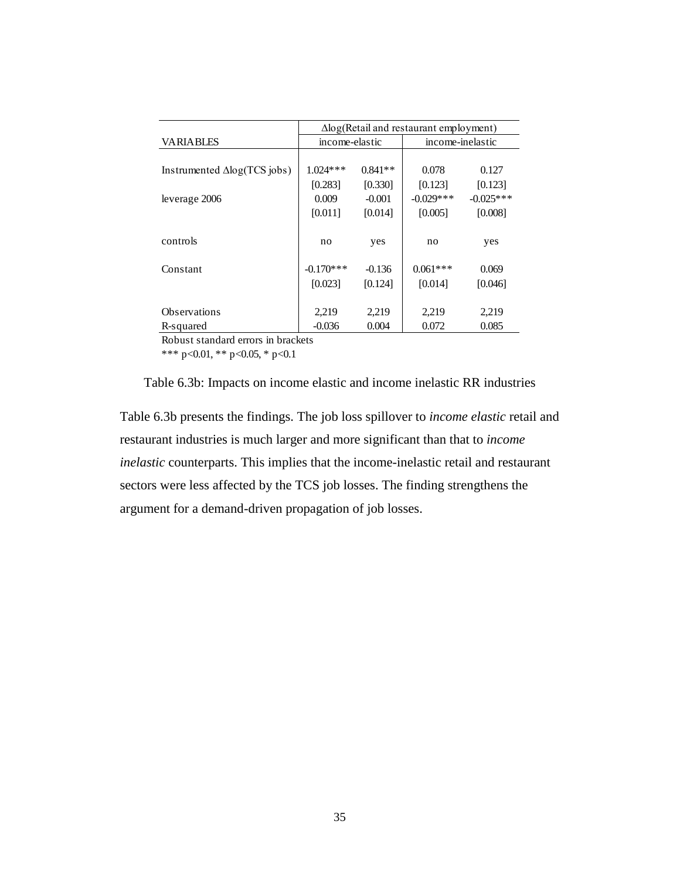| | Δlog(Retail and restaurant employment) | | | |
|---|---|---|---|---|
| VARIABLES | income-elastic | | income-inelastic | |
| Instrumented Δlog(TCS jobs) | 1.024*** | 0.841** | 0.078 | 0.127 |
| | [0.283] | [0.330] | [0.123] | [0.123] |
| leverage 2006 | 0.009 | -0.001 | -0.029*** | -0.025*** |
| | [0.011] | [0.014] | [0.005] | [0.008] |
| controls | no | yes | no | yes |
| Constant | -0.170*** | -0.136 | 0.061*** | 0.069 |
| | [0.023] | [0.124] | [0.014] | [0.046] |
| Observations | 2,219 | 2,219 | 2,219 | 2,219 |
| R-squared | -0.036 | 0.004 | 0.072 | 0.085 |

Robust standard errors in brackets

*** p<0.01, ** p<0.05, * p<0.1

Table 6.3b: Impacts on income elastic and income inelastic RR industries

Table 6.3b presents the findings. The job loss spillover to *income elastic* retail and restaurant industries is much larger and more significant than that to *income inelastic* counterparts. This implies that the income-inelastic retail and restaurant sectors were less affected by the TCS job losses. The finding strengthens the argument for a demand-driven propagation of job losses.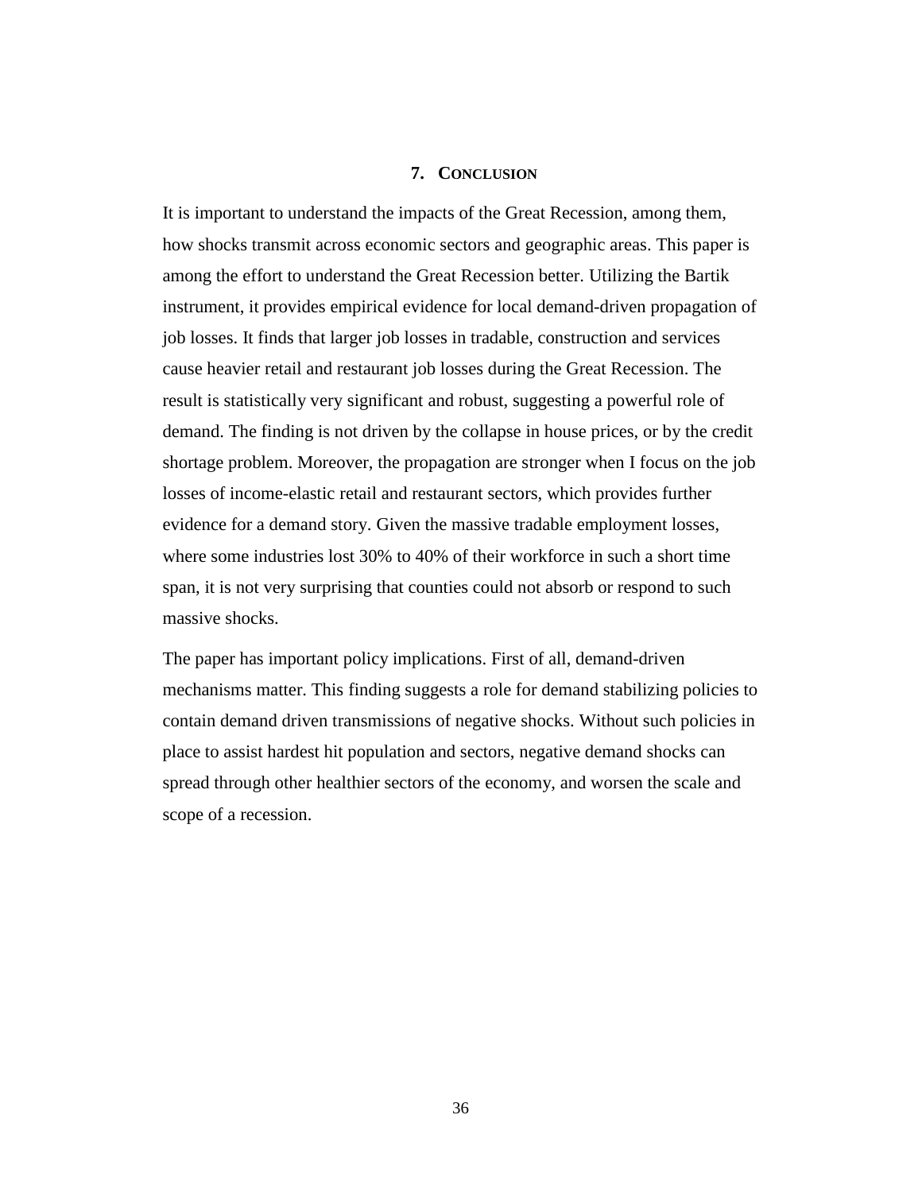## 7. CONCLUSION

It is important to understand the impacts of the Great Recession, among them, how shocks transmit across economic sectors and geographic areas. This paper is among the effort to understand the Great Recession better. Utilizing the Bartik instrument, it provides empirical evidence for local demand-driven propagation of job losses. It finds that larger job losses in tradable, construction and services cause heavier retail and restaurant job losses during the Great Recession. The result is statistically very significant and robust, suggesting a powerful role of demand. The finding is not driven by the collapse in house prices, or by the credit shortage problem. Moreover, the propagation are stronger when I focus on the job losses of income-elastic retail and restaurant sectors, which provides further evidence for a demand story. Given the massive tradable employment losses, where some industries lost 30% to 40% of their workforce in such a short time span, it is not very surprising that counties could not absorb or respond to such massive shocks.

The paper has important policy implications. First of all, demand-driven mechanisms matter. This finding suggests a role for demand stabilizing policies to contain demand driven transmissions of negative shocks. Without such policies in place to assist hardest hit population and sectors, negative demand shocks can spread through other healthier sectors of the economy, and worsen the scale and scope of a recession.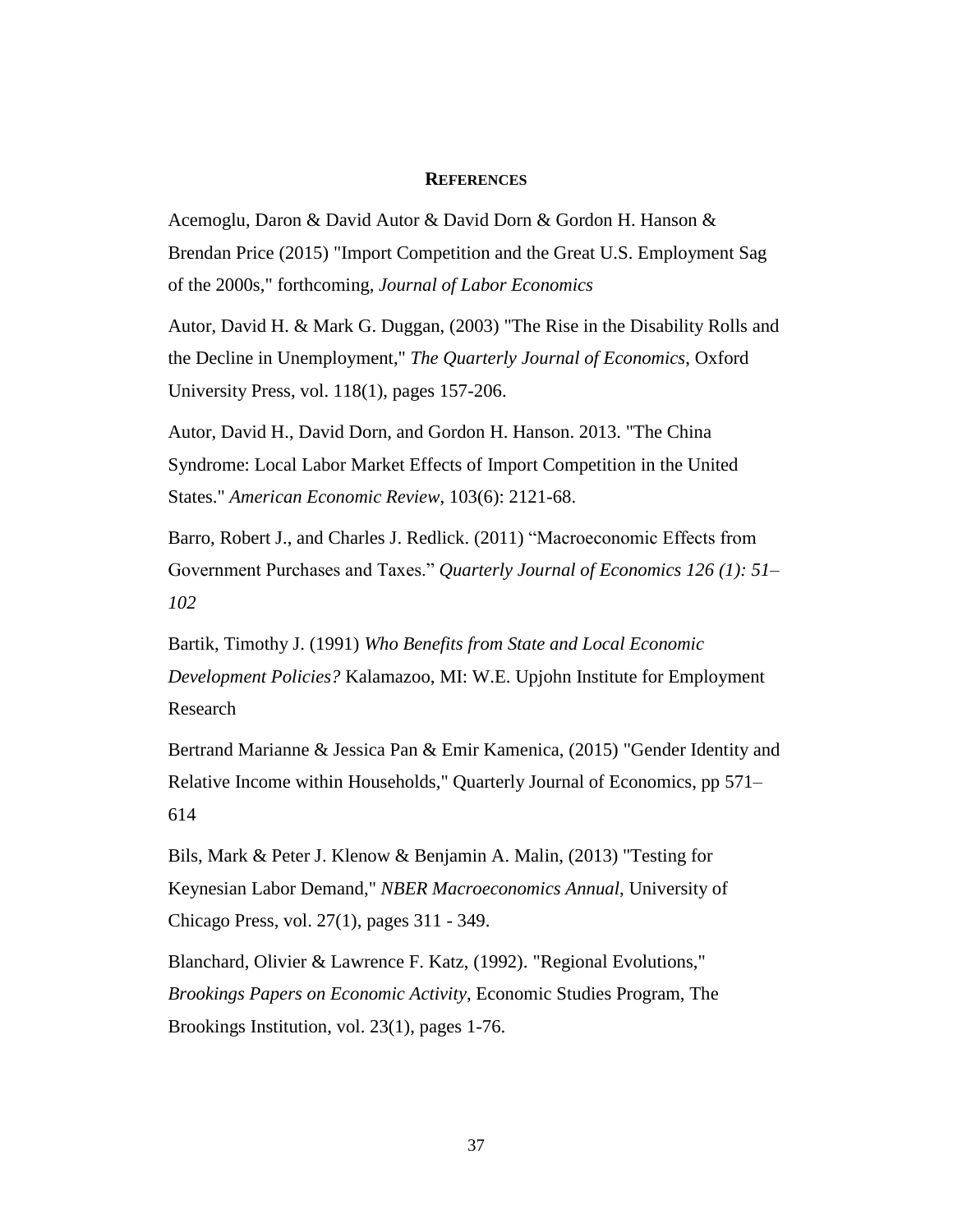## REFERENCES

Acemoglu, Daron & David Autor & David Dorn & Gordon H. Hanson & Brendan Price (2015) "Import Competition and the Great U.S. Employment Sag of the 2000s," forthcoming, *Journal of Labor Economics*

Autor, David H. & Mark G. Duggan, (2003) "The Rise in the Disability Rolls and the Decline in Unemployment," *The Quarterly Journal of Economics*, Oxford University Press, vol. 118(1), pages 157-206.

Autor, David H., David Dorn, and Gordon H. Hanson. 2013. "The China Syndrome: Local Labor Market Effects of Import Competition in the United States." *American Economic Review*, 103(6): 2121-68.

Barro, Robert J., and Charles J. Redlick. (2011) "Macroeconomic Effects from Government Purchases and Taxes." *Quarterly Journal of Economics 126 (1): 51–102*

Bartik, Timothy J. (1991) *Who Benefits from State and Local Economic Development Policies?* Kalamazoo, MI: W.E. Upjohn Institute for Employment Research

Bertrand Marianne & Jessica Pan & Emir Kamenica, (2015) "Gender Identity and Relative Income within Households," Quarterly Journal of Economics, pp 571–614

Bils, Mark & Peter J. Klenow & Benjamin A. Malin, (2013) "Testing for Keynesian Labor Demand," *NBER Macroeconomics Annual*, University of Chicago Press, vol. 27(1), pages 311 - 349.

Blanchard, Olivier & Lawrence F. Katz, (1992). "Regional Evolutions," *Brookings Papers on Economic Activity*, Economic Studies Program, The Brookings Institution, vol. 23(1), pages 1-76.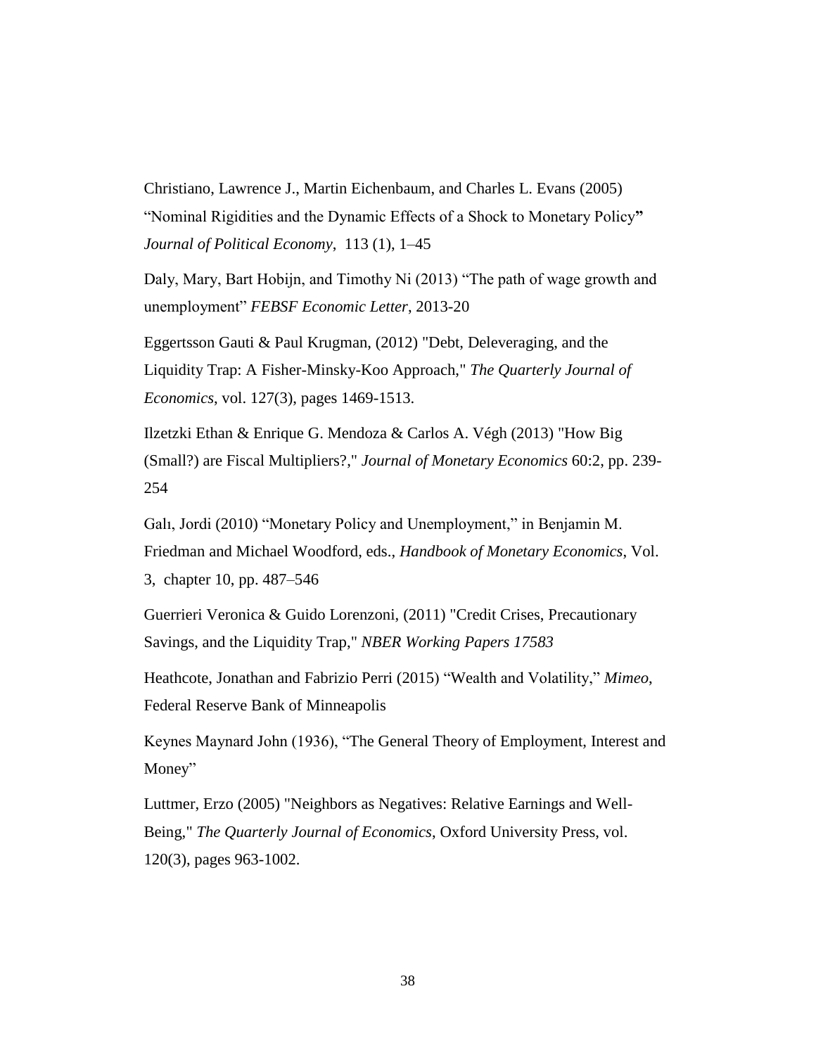Christiano, Lawrence J., Martin Eichenbaum, and Charles L. Evans (2005) "Nominal Rigidities and the Dynamic Effects of a Shock to Monetary Policy**"** *Journal of Political Economy*, 113 (1), 1–45

Daly, Mary, Bart Hobijn, and Timothy Ni (2013) "The path of wage growth and unemployment" *FEBSF Economic Letter*, 2013-20

Eggertsson Gauti & Paul Krugman, (2012) "Debt, Deleveraging, and the Liquidity Trap: A Fisher-Minsky-Koo Approach," *The Quarterly Journal of Economics*, vol. 127(3), pages 1469-1513.

Ilzetzki Ethan & Enrique G. Mendoza & Carlos A. Végh (2013) "How Big (Small?) are Fiscal Multipliers?," *Journal of Monetary Economics* 60:2, pp. 239-254

Galı, Jordi (2010) "Monetary Policy and Unemployment," in Benjamin M. Friedman and Michael Woodford, eds., *Handbook of Monetary Economics*, Vol. 3, chapter 10, pp. 487–546

Guerrieri Veronica & Guido Lorenzoni, (2011) "Credit Crises, Precautionary Savings, and the Liquidity Trap," *NBER Working Papers 17583*

Heathcote, Jonathan and Fabrizio Perri (2015) "Wealth and Volatility," *Mimeo*, Federal Reserve Bank of Minneapolis

Keynes Maynard John (1936), "The General Theory of Employment, Interest and Money"

Luttmer, Erzo (2005) "Neighbors as Negatives: Relative Earnings and Well-Being," *The Quarterly Journal of Economics*, Oxford University Press, vol. 120(3), pages 963-1002.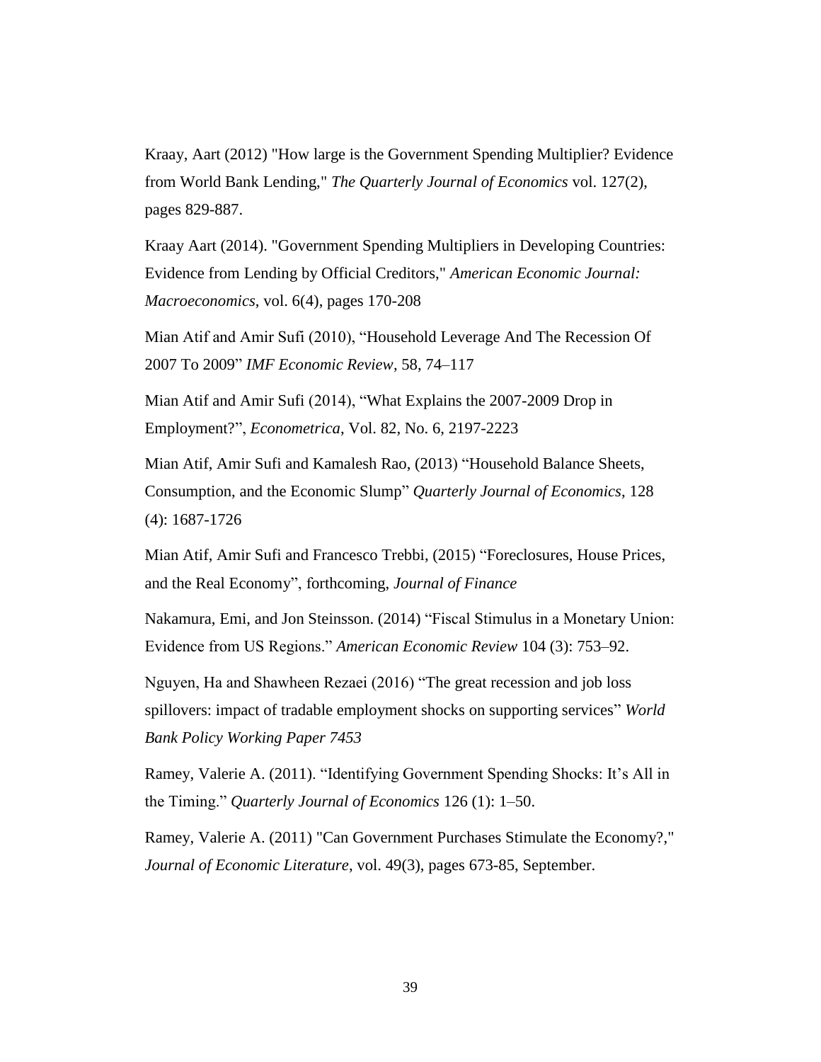Kraay, Aart (2012) "How large is the Government Spending Multiplier? Evidence from World Bank Lending," *The Quarterly Journal of Economics* vol. 127(2), pages 829-887.

Kraay Aart (2014). "Government Spending Multipliers in Developing Countries: Evidence from Lending by Official Creditors," *American Economic Journal: Macroeconomics*, vol. 6(4), pages 170-208

Mian Atif and Amir Sufi (2010), "Household Leverage And The Recession Of 2007 To 2009" *IMF Economic Review*, 58, 74–117

Mian Atif and Amir Sufi (2014), "What Explains the 2007-2009 Drop in Employment?", *Econometrica*, Vol. 82, No. 6, 2197-2223

Mian Atif, Amir Sufi and Kamalesh Rao, (2013) "Household Balance Sheets, Consumption, and the Economic Slump" *Quarterly Journal of Economics*, 128 (4): 1687-1726

Mian Atif, Amir Sufi and Francesco Trebbi, (2015) "Foreclosures, House Prices, and the Real Economy", forthcoming, *Journal of Finance*

Nakamura, Emi, and Jon Steinsson. (2014) "Fiscal Stimulus in a Monetary Union: Evidence from US Regions." *American Economic Review* 104 (3): 753–92.

Nguyen, Ha and Shawheen Rezaei (2016) "The great recession and job loss spillovers: impact of tradable employment shocks on supporting services" *World Bank Policy Working Paper 7453*

Ramey, Valerie A. (2011). "Identifying Government Spending Shocks: It's All in the Timing." *Quarterly Journal of Economics* 126 (1): 1–50.

Ramey, Valerie A. (2011) "Can Government Purchases Stimulate the Economy?," *Journal of Economic Literature*, vol. 49(3), pages 673-85, September.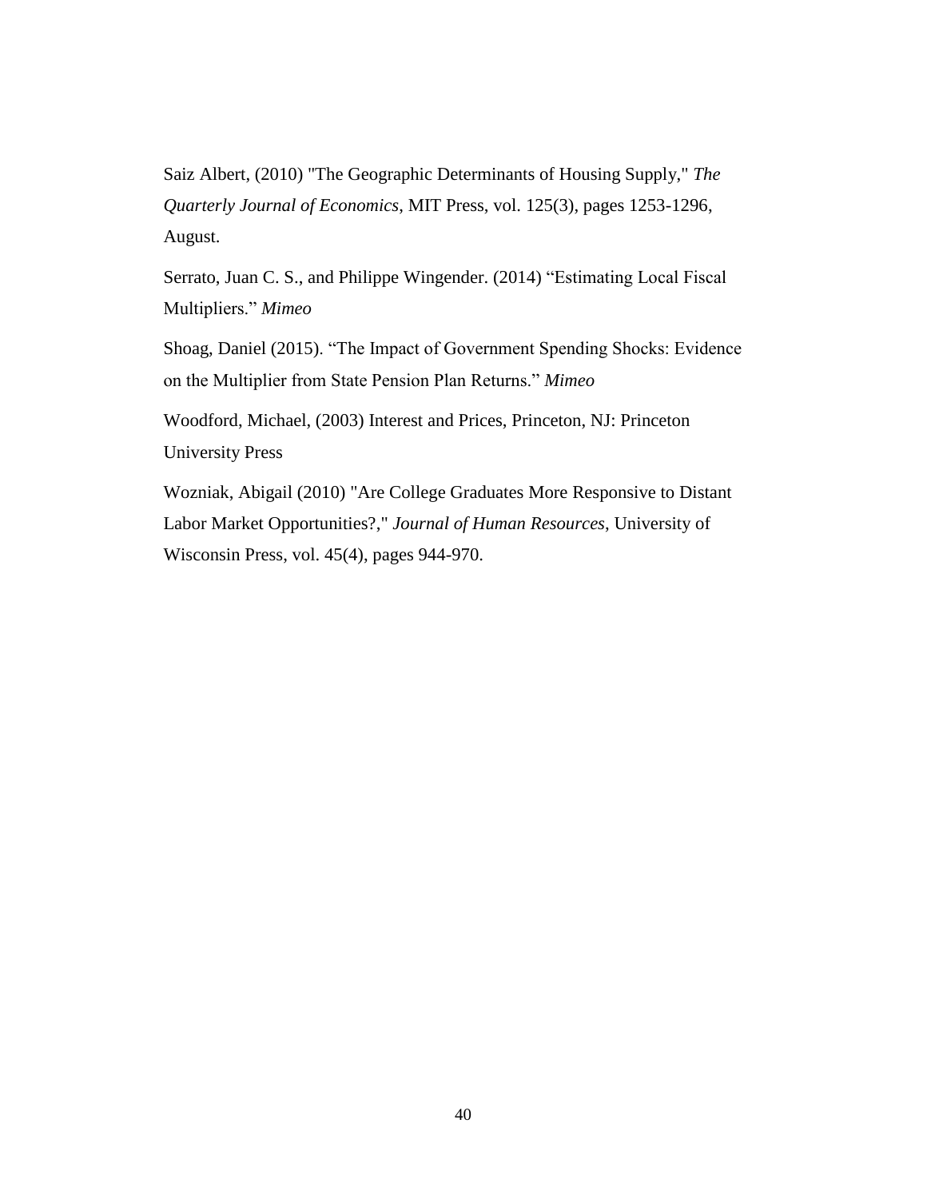Saiz Albert, (2010) "The Geographic Determinants of Housing Supply," *The Quarterly Journal of Economics*, MIT Press, vol. 125(3), pages 1253-1296, August.

Serrato, Juan C. S., and Philippe Wingender. (2014) “Estimating Local Fiscal Multipliers.” *Mimeo*

Shoag, Daniel (2015). “The Impact of Government Spending Shocks: Evidence on the Multiplier from State Pension Plan Returns.” *Mimeo*

Woodford, Michael, (2003) Interest and Prices, Princeton, NJ: Princeton University Press

Wozniak, Abigail (2010) "Are College Graduates More Responsive to Distant Labor Market Opportunities?," *Journal of Human Resources*, University of Wisconsin Press, vol. 45(4), pages 944-970.